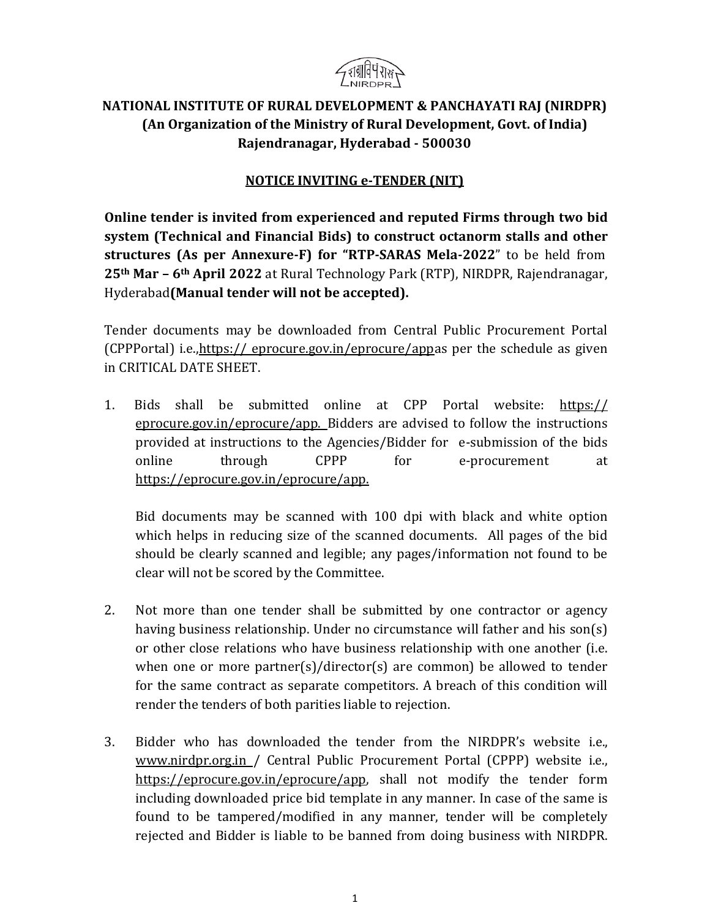# NATIONAL INSTITUTE OF RURAL DEVELOPMENT & PANCHAYATI RAJ (NIRDPR)

**(An Organization of the Ministry of Rural Development, Govt. of India)**
**Rajendranagar, Hyderabad - 500030**

## NOTICE INVITING e-TENDER (NIT)

**Online tender is invited from experienced and reputed Firms through two bid system (Technical and Financial Bids) to construct octanorm stalls and other structures (As per Annexure-F) for "RTP-SARAS Mela-2022"** to be held from **25th Mar – 6th April 2022** at Rural Technology Park (RTP), NIRDPR, Rajendranagar, Hyderabad**(Manual tender will not be accepted).**

Tender documents may be downloaded from Central Public Procurement Portal (CPPPortal) i.e.,https:// eprocure.gov.in/eprocure/appas per the schedule as given in CRITICAL DATE SHEET.

1. Bids shall be submitted online at CPP Portal website: https:// eprocure.gov.in/eprocure/app. Bidders are advised to follow the instructions provided at instructions to the Agencies/Bidder for e-submission of the bids online through CPPP for e-procurement at https://eprocure.gov.in/eprocure/app.

   Bid documents may be scanned with 100 dpi with black and white option which helps in reducing size of the scanned documents. All pages of the bid should be clearly scanned and legible; any pages/information not found to be clear will not be scored by the Committee.

2. Not more than one tender shall be submitted by one contractor or agency having business relationship. Under no circumstance will father and his son(s) or other close relations who have business relationship with one another (i.e. when one or more partner(s)/director(s) are common) be allowed to tender for the same contract as separate competitors. A breach of this condition will render the tenders of both parities liable to rejection.

3. Bidder who has downloaded the tender from the NIRDPR's website i.e., www.nirdpr.org.in / Central Public Procurement Portal (CPPP) website i.e., https://eprocure.gov.in/eprocure/app, shall not modify the tender form including downloaded price bid template in any manner. In case of the same is found to be tampered/modified in any manner, tender will be completely rejected and Bidder is liable to be banned from doing business with NIRDPR.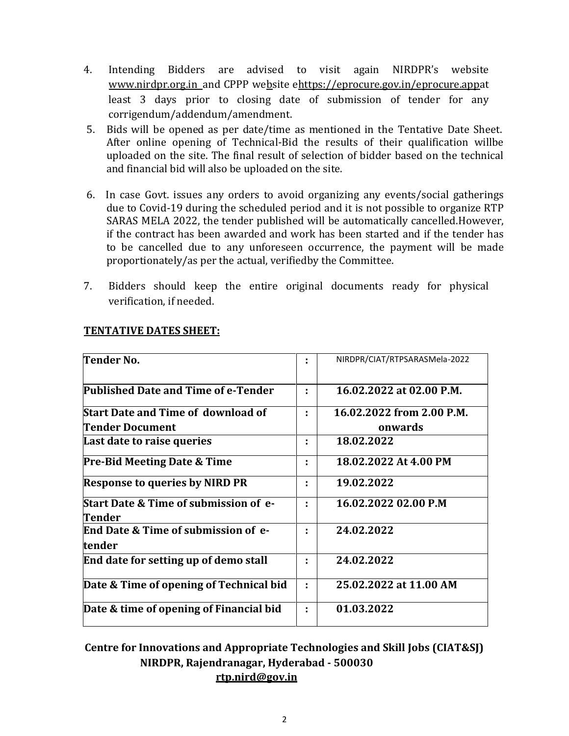4. Intending Bidders are advised to visit again NIRDPR's website www.nirdpr.org.in and CPPP website ehttps://eprocure.gov.in/eprocure.appat least 3 days prior to closing date of submission of tender for any corrigendum/addendum/amendment.

5. Bids will be opened as per date/time as mentioned in the Tentative Date Sheet. After online opening of Technical-Bid the results of their qualification willbe uploaded on the site. The final result of selection of bidder based on the technical and financial bid will also be uploaded on the site.

6. In case Govt. issues any orders to avoid organizing any events/social gatherings due to Covid-19 during the scheduled period and it is not possible to organize RTP SARAS MELA 2022, the tender published will be automatically cancelled.However, if the contract has been awarded and work has been started and if the tender has to be cancelled due to any unforeseen occurrence, the payment will be made proportionately/as per the actual, verifiedby the Committee.

7. Bidders should keep the entire original documents ready for physical verification, if needed.

**TENTATIVE DATES SHEET:**

| | | |
|---|---|---|
| **Tender No.** | : | NIRDPR/CIAT/RTPSARASMela-2022 |
| **Published Date and Time of e-Tender** | : | **16.02.2022 at 02.00 P.M.** |
| **Start Date and Time of download of Tender Document** | : | **16.02.2022 from 2.00 P.M. onwards** |
| **Last date to raise queries** | : | **18.02.2022** |
| **Pre-Bid Meeting Date & Time** | : | **18.02.2022 At 4.00 PM** |
| **Response to queries by NIRD PR** | : | **19.02.2022** |
| **Start Date & Time of submission of e-Tender** | : | **16.02.2022 02.00 P.M** |
| **End Date & Time of submission of e-tender** | : | **24.02.2022** |
| **End date for setting up of demo stall** | : | **24.02.2022** |
| **Date & Time of opening of Technical bid** | : | **25.02.2022 at 11.00 AM** |
| **Date & time of opening of Financial bid** | : | **01.03.2022** |

**Centre for Innovations and Appropriate Technologies and Skill Jobs (CIAT&SJ)**
**NIRDPR, Rajendranagar, Hyderabad - 500030**
**rtp.nird@gov.in**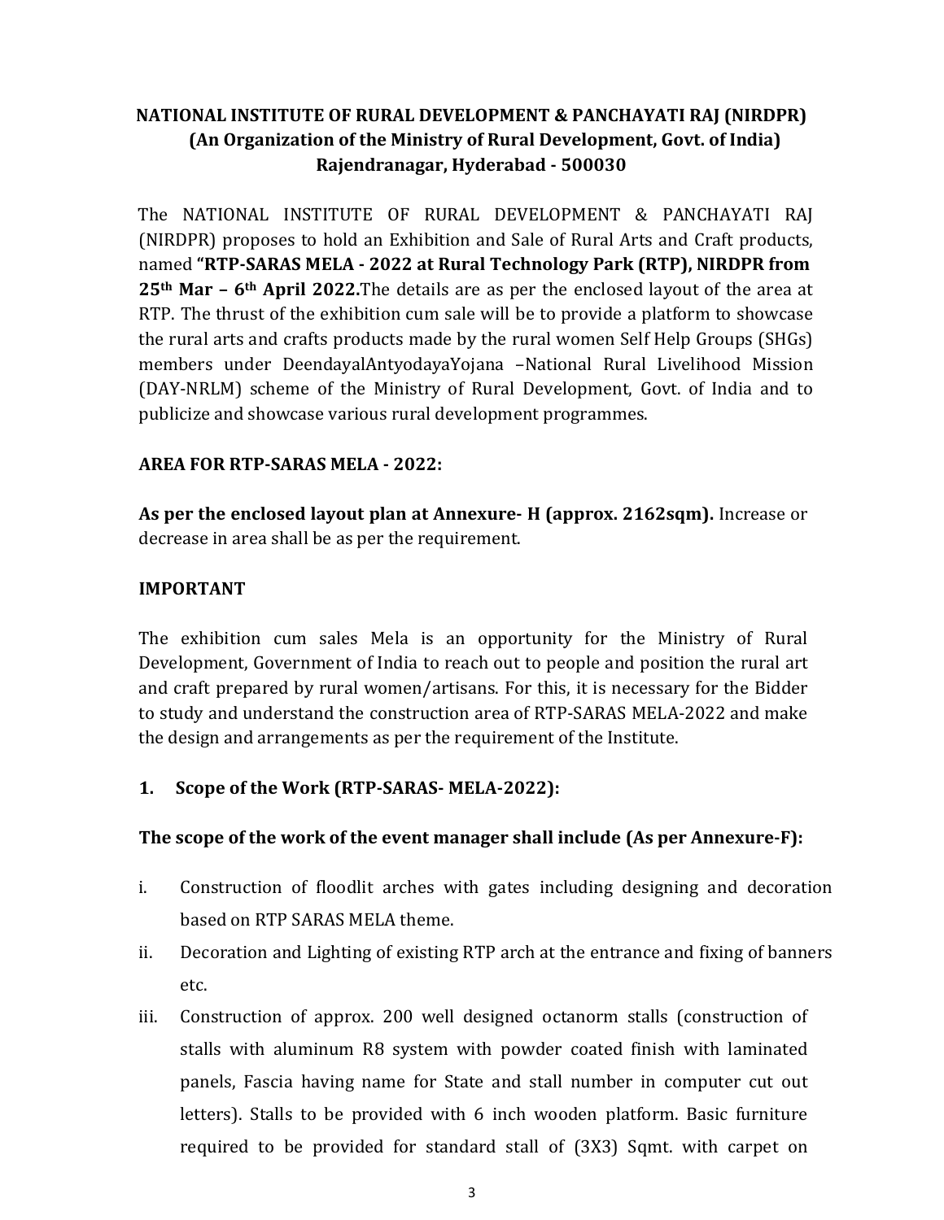**NATIONAL INSTITUTE OF RURAL DEVELOPMENT & PANCHAYATI RAJ (NIRDPR)**
**(An Organization of the Ministry of Rural Development, Govt. of India)**
**Rajendranagar, Hyderabad - 500030**

The NATIONAL INSTITUTE OF RURAL DEVELOPMENT & PANCHAYATI RAJ (NIRDPR) proposes to hold an Exhibition and Sale of Rural Arts and Craft products, named **"RTP-SARAS MELA - 2022 at Rural Technology Park (RTP), NIRDPR from 25th Mar – 6th April 2022.**The details are as per the enclosed layout of the area at RTP. The thrust of the exhibition cum sale will be to provide a platform to showcase the rural arts and crafts products made by the rural women Self Help Groups (SHGs) members under DeendayalAntyodayaYojana –National Rural Livelihood Mission (DAY-NRLM) scheme of the Ministry of Rural Development, Govt. of India and to publicize and showcase various rural development programmes.

**AREA FOR RTP-SARAS MELA - 2022:**

**As per the enclosed layout plan at Annexure- H (approx. 2162sqm).** Increase or decrease in area shall be as per the requirement.

**IMPORTANT**

The exhibition cum sales Mela is an opportunity for the Ministry of Rural Development, Government of India to reach out to people and position the rural art and craft prepared by rural women/artisans. For this, it is necessary for the Bidder to study and understand the construction area of RTP-SARAS MELA-2022 and make the design and arrangements as per the requirement of the Institute.

**1. Scope of the Work (RTP-SARAS- MELA-2022):**

**The scope of the work of the event manager shall include (As per Annexure-F):**

i. Construction of floodlit arches with gates including designing and decoration based on RTP SARAS MELA theme.

ii. Decoration and Lighting of existing RTP arch at the entrance and fixing of banners etc.

iii. Construction of approx. 200 well designed octanorm stalls (construction of stalls with aluminum R8 system with powder coated finish with laminated panels, Fascia having name for State and stall number in computer cut out letters). Stalls to be provided with 6 inch wooden platform. Basic furniture required to be provided for standard stall of (3X3) Sqmt. with carpet on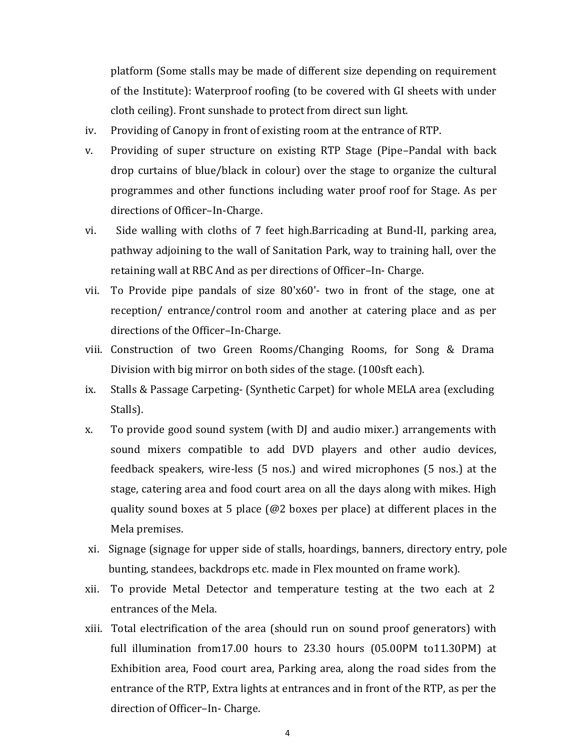platform (Some stalls may be made of different size depending on requirement of the Institute): Waterproof roofing (to be covered with GI sheets with under cloth ceiling). Front sunshade to protect from direct sun light.

iv. Providing of Canopy in front of existing room at the entrance of RTP.

v. Providing of super structure on existing RTP Stage (Pipe–Pandal with back drop curtains of blue/black in colour) over the stage to organize the cultural programmes and other functions including water proof roof for Stage. As per directions of Officer–In-Charge.

vi. Side walling with cloths of 7 feet high.Barricading at Bund-II, parking area, pathway adjoining to the wall of Sanitation Park, way to training hall, over the retaining wall at RBC And as per directions of Officer–In- Charge.

vii. To Provide pipe pandals of size 80'x60'- two in front of the stage, one at reception/ entrance/control room and another at catering place and as per directions of the Officer–In-Charge.

viii. Construction of two Green Rooms/Changing Rooms, for Song & Drama Division with big mirror on both sides of the stage. (100sft each).

ix. Stalls & Passage Carpeting- (Synthetic Carpet) for whole MELA area (excluding Stalls).

x. To provide good sound system (with DJ and audio mixer.) arrangements with sound mixers compatible to add DVD players and other audio devices, feedback speakers, wire-less (5 nos.) and wired microphones (5 nos.) at the stage, catering area and food court area on all the days along with mikes. High quality sound boxes at 5 place (@2 boxes per place) at different places in the Mela premises.

xi. Signage (signage for upper side of stalls, hoardings, banners, directory entry, pole bunting, standees, backdrops etc. made in Flex mounted on frame work).

xii. To provide Metal Detector and temperature testing at the two each at 2 entrances of the Mela.

xiii. Total electrification of the area (should run on sound proof generators) with full illumination from17.00 hours to 23.30 hours (05.00PM to11.30PM) at Exhibition area, Food court area, Parking area, along the road sides from the entrance of the RTP, Extra lights at entrances and in front of the RTP, as per the direction of Officer–In- Charge.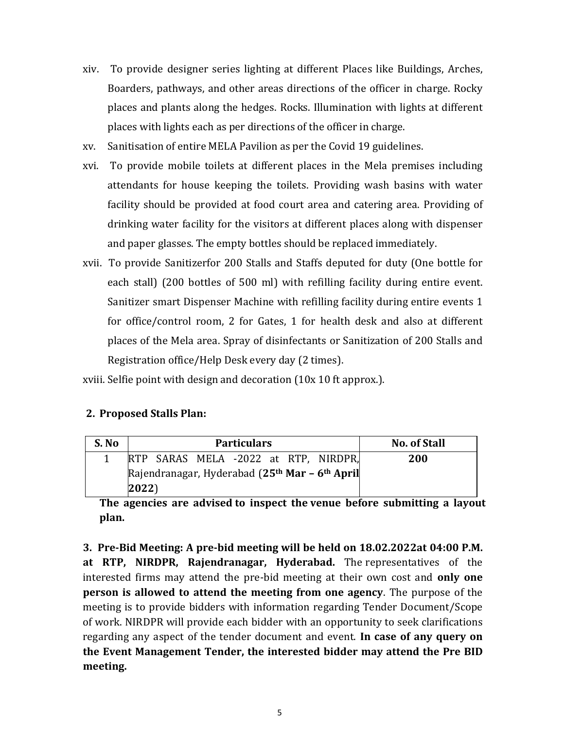xiv. To provide designer series lighting at different Places like Buildings, Arches, Boarders, pathways, and other areas directions of the officer in charge. Rocky places and plants along the hedges. Rocks. Illumination with lights at different places with lights each as per directions of the officer in charge.

xv. Sanitisation of entire MELA Pavilion as per the Covid 19 guidelines.

xvi. To provide mobile toilets at different places in the Mela premises including attendants for house keeping the toilets. Providing wash basins with water facility should be provided at food court area and catering area. Providing of drinking water facility for the visitors at different places along with dispenser and paper glasses. The empty bottles should be replaced immediately.

xvii. To provide Sanitizerfor 200 Stalls and Staffs deputed for duty (One bottle for each stall) (200 bottles of 500 ml) with refilling facility during entire event. Sanitizer smart Dispenser Machine with refilling facility during entire events 1 for office/control room, 2 for Gates, 1 for health desk and also at different places of the Mela area. Spray of disinfectants or Sanitization of 200 Stalls and Registration office/Help Desk every day (2 times).

xviii. Selfie point with design and decoration (10x 10 ft approx.).

**2. Proposed Stalls Plan:**

| S. No | Particulars | No. of Stall |
|---|---|---|
| 1 | RTP SARAS MELA -2022 at RTP, NIRDPR, Rajendranagar, Hyderabad (**25th Mar – 6th April 2022**) | **200** |

**The agencies are advised to inspect the venue before submitting a layout plan.**

**3. Pre-Bid Meeting: A pre-bid meeting will be held on 18.02.2022at 04:00 P.M. at RTP, NIRDPR, Rajendranagar, Hyderabad.** The representatives of the interested firms may attend the pre-bid meeting at their own cost and **only one person is allowed to attend the meeting from one agency**. The purpose of the meeting is to provide bidders with information regarding Tender Document/Scope of work. NIRDPR will provide each bidder with an opportunity to seek clarifications regarding any aspect of the tender document and event. **In case of any query on the Event Management Tender, the interested bidder may attend the Pre BID meeting.**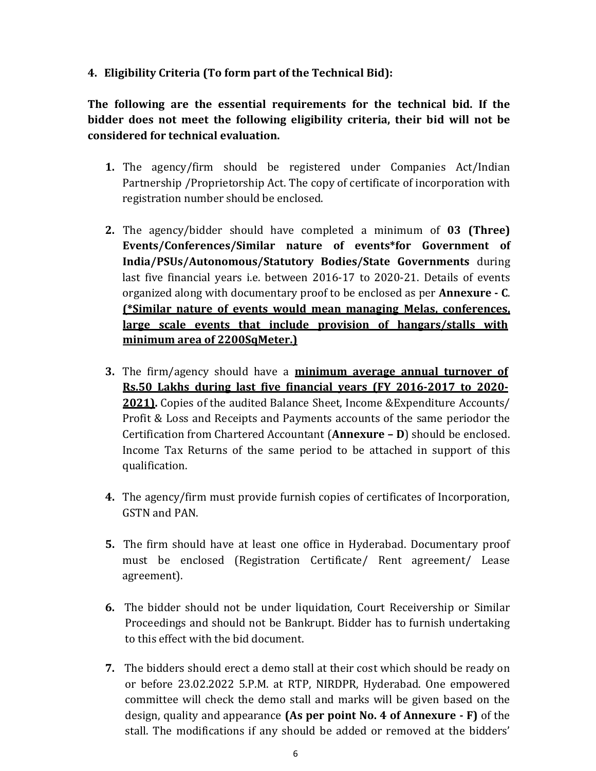## 4. Eligibility Criteria (To form part of the Technical Bid):

**The following are the essential requirements for the technical bid. If the bidder does not meet the following eligibility criteria, their bid will not be considered for technical evaluation.**

1. The agency/firm should be registered under Companies Act/Indian Partnership /Proprietorship Act. The copy of certificate of incorporation with registration number should be enclosed.

2. The agency/bidder should have completed a minimum of **03 (Three) Events/Conferences/Similar nature of events*for Government of India/PSUs/Autonomous/Statutory Bodies/State Governments** during last five financial years i.e. between 2016-17 to 2020-21. Details of events organized along with documentary proof to be enclosed as per **Annexure - C**. **(*Similar nature of events would mean managing Melas, conferences, large scale events that include provision of hangars/stalls with minimum area of 2200SqMeter.)**

3. The firm/agency should have a **minimum average annual turnover of Rs.50 Lakhs during last five financial years (FY 2016-2017 to 2020-2021).** Copies of the audited Balance Sheet, Income &Expenditure Accounts/ Profit & Loss and Receipts and Payments accounts of the same periodor the Certification from Chartered Accountant (**Annexure – D**) should be enclosed. Income Tax Returns of the same period to be attached in support of this qualification.

4. The agency/firm must provide furnish copies of certificates of Incorporation, GSTN and PAN.

5. The firm should have at least one office in Hyderabad. Documentary proof must be enclosed (Registration Certificate/ Rent agreement/ Lease agreement).

6. The bidder should not be under liquidation, Court Receivership or Similar Proceedings and should not be Bankrupt. Bidder has to furnish undertaking to this effect with the bid document.

7. The bidders should erect a demo stall at their cost which should be ready on or before 23.02.2022 5.P.M. at RTP, NIRDPR, Hyderabad. One empowered committee will check the demo stall and marks will be given based on the design, quality and appearance **(As per point No. 4 of Annexure - F)** of the stall. The modifications if any should be added or removed at the bidders'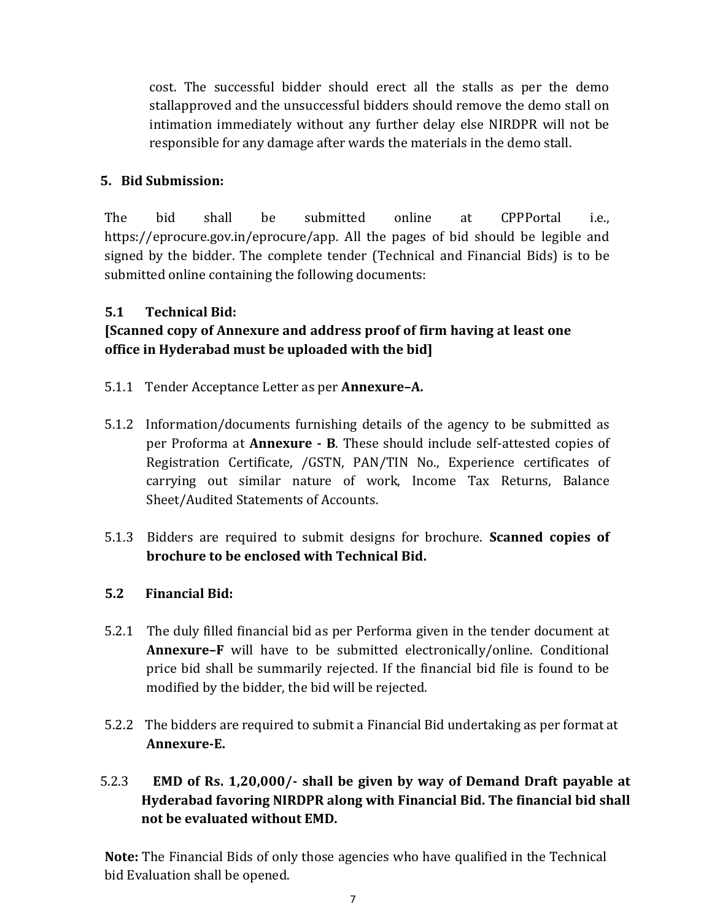cost. The successful bidder should erect all the stalls as per the demo stallapproved and the unsuccessful bidders should remove the demo stall on intimation immediately without any further delay else NIRDPR will not be responsible for any damage after wards the materials in the demo stall.

## 5. Bid Submission:

The bid shall be submitted online at CPPPortal i.e., https://eprocure.gov.in/eprocure/app. All the pages of bid should be legible and signed by the bidder. The complete tender (Technical and Financial Bids) is to be submitted online containing the following documents:

### 5.1 Technical Bid:

**[Scanned copy of Annexure and address proof of firm having at least one office in Hyderabad must be uploaded with the bid]**

5.1.1 Tender Acceptance Letter as per **Annexure–A.**

5.1.2 Information/documents furnishing details of the agency to be submitted as per Proforma at **Annexure - B**. These should include self-attested copies of Registration Certificate, /GSTN, PAN/TIN No., Experience certificates of carrying out similar nature of work, Income Tax Returns, Balance Sheet/Audited Statements of Accounts.

5.1.3 Bidders are required to submit designs for brochure. **Scanned copies of brochure to be enclosed with Technical Bid.**

### 5.2 Financial Bid:

5.2.1 The duly filled financial bid as per Performa given in the tender document at **Annexure–F** will have to be submitted electronically/online. Conditional price bid shall be summarily rejected. If the financial bid file is found to be modified by the bidder, the bid will be rejected.

5.2.2 The bidders are required to submit a Financial Bid undertaking as per format at **Annexure-E.**

5.2.3 **EMD of Rs. 1,20,000/- shall be given by way of Demand Draft payable at Hyderabad favoring NIRDPR along with Financial Bid. The financial bid shall not be evaluated without EMD.**

**Note:** The Financial Bids of only those agencies who have qualified in the Technical bid Evaluation shall be opened.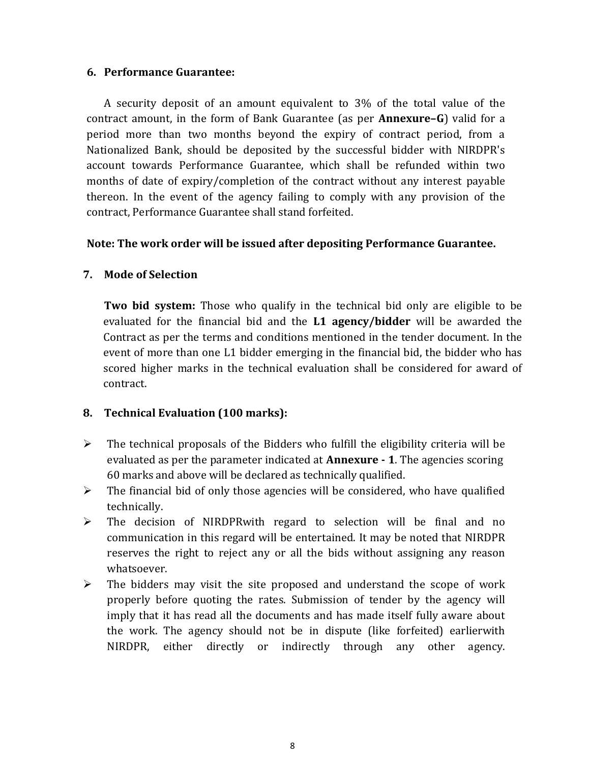**6. Performance Guarantee:**

A security deposit of an amount equivalent to 3% of the total value of the contract amount, in the form of Bank Guarantee (as per **Annexure–G**) valid for a period more than two months beyond the expiry of contract period, from a Nationalized Bank, should be deposited by the successful bidder with NIRDPR's account towards Performance Guarantee, which shall be refunded within two months of date of expiry/completion of the contract without any interest payable thereon. In the event of the agency failing to comply with any provision of the contract, Performance Guarantee shall stand forfeited.

**Note: The work order will be issued after depositing Performance Guarantee.**

**7. Mode of Selection**

**Two bid system:** Those who qualify in the technical bid only are eligible to be evaluated for the financial bid and the **L1 agency/bidder** will be awarded the Contract as per the terms and conditions mentioned in the tender document. In the event of more than one L1 bidder emerging in the financial bid, the bidder who has scored higher marks in the technical evaluation shall be considered for award of contract.

**8. Technical Evaluation (100 marks):**

- The technical proposals of the Bidders who fulfill the eligibility criteria will be evaluated as per the parameter indicated at **Annexure - 1**. The agencies scoring 60 marks and above will be declared as technically qualified.
- The financial bid of only those agencies will be considered, who have qualified technically.
- The decision of NIRDPRwith regard to selection will be final and no communication in this regard will be entertained. It may be noted that NIRDPR reserves the right to reject any or all the bids without assigning any reason whatsoever.
- The bidders may visit the site proposed and understand the scope of work properly before quoting the rates. Submission of tender by the agency will imply that it has read all the documents and has made itself fully aware about the work. The agency should not be in dispute (like forfeited) earlierwith NIRDPR, either directly or indirectly through any other agency.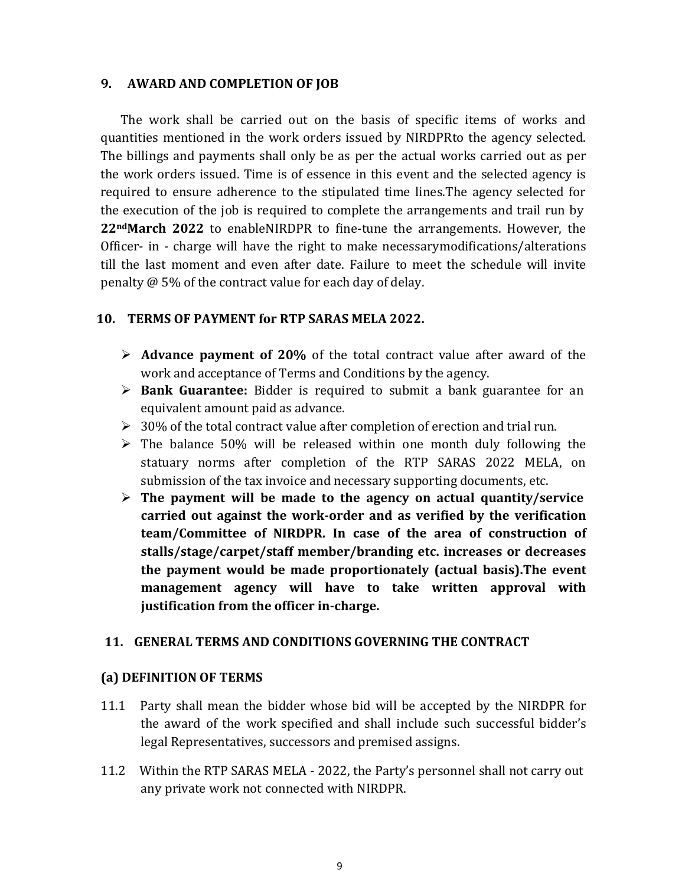### 9. AWARD AND COMPLETION OF JOB

The work shall be carried out on the basis of specific items of works and quantities mentioned in the work orders issued by NIRDPRto the agency selected. The billings and payments shall only be as per the actual works carried out as per the work orders issued. Time is of essence in this event and the selected agency is required to ensure adherence to the stipulated time lines.The agency selected for the execution of the job is required to complete the arrangements and trail run by **22ndMarch 2022** to enableNIRDPR to fine-tune the arrangements. However, the Officer- in - charge will have the right to make necessarymodifications/alterations till the last moment and even after date. Failure to meet the schedule will invite penalty @ 5% of the contract value for each day of delay.

### 10. TERMS OF PAYMENT for RTP SARAS MELA 2022.

- **Advance payment of 20%** of the total contract value after award of the work and acceptance of Terms and Conditions by the agency.
- **Bank Guarantee:** Bidder is required to submit a bank guarantee for an equivalent amount paid as advance.
- 30% of the total contract value after completion of erection and trial run.
- The balance 50% will be released within one month duly following the statuary norms after completion of the RTP SARAS 2022 MELA, on submission of the tax invoice and necessary supporting documents, etc.
- **The payment will be made to the agency on actual quantity/service carried out against the work-order and as verified by the verification team/Committee of NIRDPR. In case of the area of construction of stalls/stage/carpet/staff member/branding etc. increases or decreases the payment would be made proportionately (actual basis).The event management agency will have to take written approval with justification from the officer in-charge.**

### 11. GENERAL TERMS AND CONDITIONS GOVERNING THE CONTRACT

#### (a) DEFINITION OF TERMS

11.1 Party shall mean the bidder whose bid will be accepted by the NIRDPR for the award of the work specified and shall include such successful bidder's legal Representatives, successors and premised assigns.

11.2 Within the RTP SARAS MELA - 2022, the Party's personnel shall not carry out any private work not connected with NIRDPR.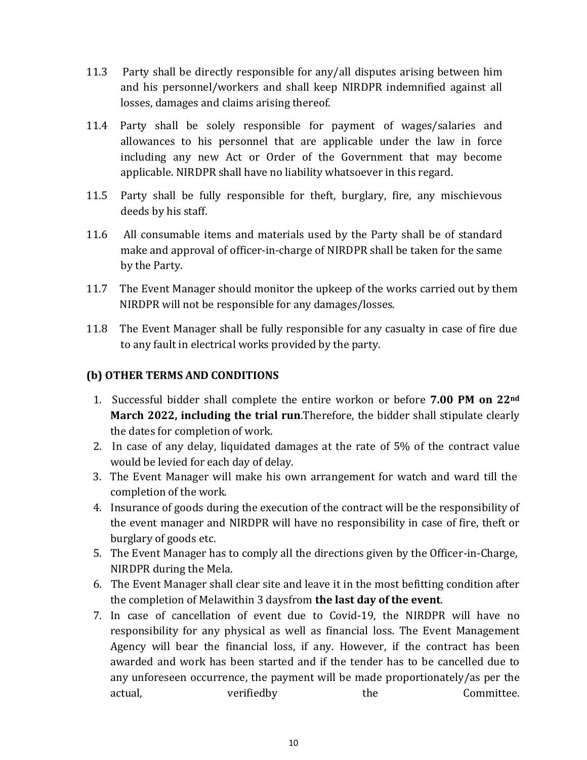11.3 Party shall be directly responsible for any/all disputes arising between him and his personnel/workers and shall keep NIRDPR indemnified against all losses, damages and claims arising thereof.

11.4 Party shall be solely responsible for payment of wages/salaries and allowances to his personnel that are applicable under the law in force including any new Act or Order of the Government that may become applicable. NIRDPR shall have no liability whatsoever in this regard.

11.5 Party shall be fully responsible for theft, burglary, fire, any mischievous deeds by his staff.

11.6 All consumable items and materials used by the Party shall be of standard make and approval of officer-in-charge of NIRDPR shall be taken for the same by the Party.

11.7 The Event Manager should monitor the upkeep of the works carried out by them NIRDPR will not be responsible for any damages/losses.

11.8 The Event Manager shall be fully responsible for any casualty in case of fire due to any fault in electrical works provided by the party.

### (b) OTHER TERMS AND CONDITIONS

1. Successful bidder shall complete the entire workon or before **7.00 PM on 22nd March 2022, including the trial run**.Therefore, the bidder shall stipulate clearly the dates for completion of work.
2. In case of any delay, liquidated damages at the rate of 5% of the contract value would be levied for each day of delay.
3. The Event Manager will make his own arrangement for watch and ward till the completion of the work.
4. Insurance of goods during the execution of the contract will be the responsibility of the event manager and NIRDPR will have no responsibility in case of fire, theft or burglary of goods etc.
5. The Event Manager has to comply all the directions given by the Officer-in-Charge, NIRDPR during the Mela.
6. The Event Manager shall clear site and leave it in the most befitting condition after the completion of Melawithin 3 daysfrom **the last day of the event**.
7. In case of cancellation of event due to Covid-19, the NIRDPR will have no responsibility for any physical as well as financial loss. The Event Management Agency will bear the financial loss, if any. However, if the contract has been awarded and work has been started and if the tender has to be cancelled due to any unforeseen occurrence, the payment will be made proportionately/as per the actual, verifiedby the Committee.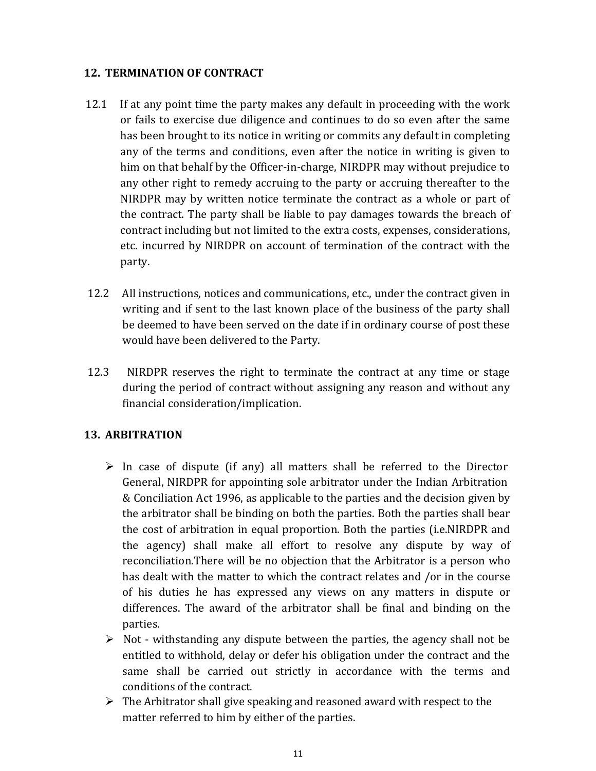## 12. TERMINATION OF CONTRACT

12.1 If at any point time the party makes any default in proceeding with the work or fails to exercise due diligence and continues to do so even after the same has been brought to its notice in writing or commits any default in completing any of the terms and conditions, even after the notice in writing is given to him on that behalf by the Officer-in-charge, NIRDPR may without prejudice to any other right to remedy accruing to the party or accruing thereafter to the NIRDPR may by written notice terminate the contract as a whole or part of the contract. The party shall be liable to pay damages towards the breach of contract including but not limited to the extra costs, expenses, considerations, etc. incurred by NIRDPR on account of termination of the contract with the party.

12.2 All instructions, notices and communications, etc., under the contract given in writing and if sent to the last known place of the business of the party shall be deemed to have been served on the date if in ordinary course of post these would have been delivered to the Party.

12.3 NIRDPR reserves the right to terminate the contract at any time or stage during the period of contract without assigning any reason and without any financial consideration/implication.

## 13. ARBITRATION

- In case of dispute (if any) all matters shall be referred to the Director General, NIRDPR for appointing sole arbitrator under the Indian Arbitration & Conciliation Act 1996, as applicable to the parties and the decision given by the arbitrator shall be binding on both the parties. Both the parties shall bear the cost of arbitration in equal proportion. Both the parties (i.e.NIRDPR and the agency) shall make all effort to resolve any dispute by way of reconciliation.There will be no objection that the Arbitrator is a person who has dealt with the matter to which the contract relates and /or in the course of his duties he has expressed any views on any matters in dispute or differences. The award of the arbitrator shall be final and binding on the parties.
- Not - withstanding any dispute between the parties, the agency shall not be entitled to withhold, delay or defer his obligation under the contract and the same shall be carried out strictly in accordance with the terms and conditions of the contract.
- The Arbitrator shall give speaking and reasoned award with respect to the matter referred to him by either of the parties.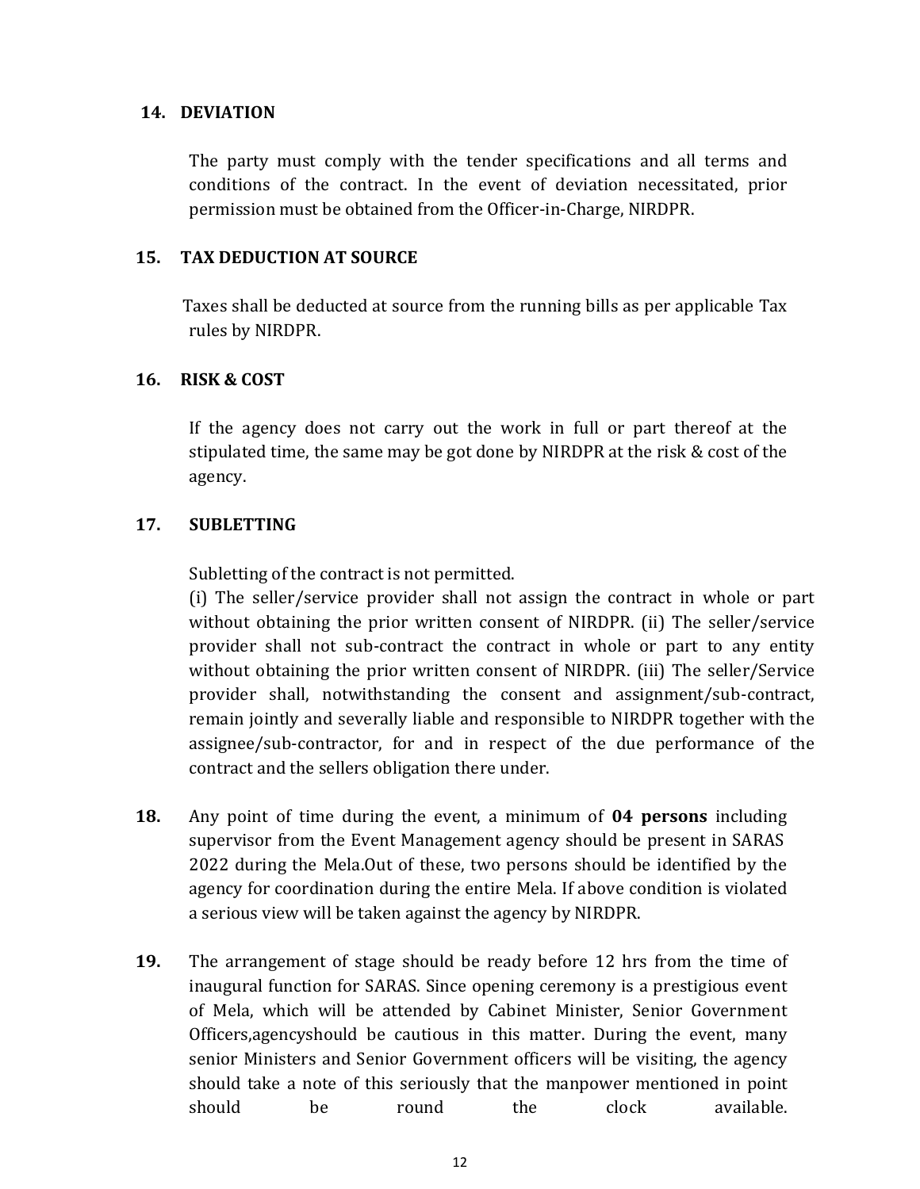## 14. DEVIATION

The party must comply with the tender specifications and all terms and conditions of the contract. In the event of deviation necessitated, prior permission must be obtained from the Officer-in-Charge, NIRDPR.

## 15. TAX DEDUCTION AT SOURCE

Taxes shall be deducted at source from the running bills as per applicable Tax rules by NIRDPR.

## 16. RISK & COST

If the agency does not carry out the work in full or part thereof at the stipulated time, the same may be got done by NIRDPR at the risk & cost of the agency.

## 17. SUBLETTING

Subletting of the contract is not permitted.

(i) The seller/service provider shall not assign the contract in whole or part without obtaining the prior written consent of NIRDPR. (ii) The seller/service provider shall not sub-contract the contract in whole or part to any entity without obtaining the prior written consent of NIRDPR. (iii) The seller/Service provider shall, notwithstanding the consent and assignment/sub-contract, remain jointly and severally liable and responsible to NIRDPR together with the assignee/sub-contractor, for and in respect of the due performance of the contract and the sellers obligation there under.

**18.** Any point of time during the event, a minimum of **04 persons** including supervisor from the Event Management agency should be present in SARAS 2022 during the Mela.Out of these, two persons should be identified by the agency for coordination during the entire Mela. If above condition is violated a serious view will be taken against the agency by NIRDPR.

**19.** The arrangement of stage should be ready before 12 hrs from the time of inaugural function for SARAS. Since opening ceremony is a prestigious event of Mela, which will be attended by Cabinet Minister, Senior Government Officers,agencyshould be cautious in this matter. During the event, many senior Ministers and Senior Government officers will be visiting, the agency should take a note of this seriously that the manpower mentioned in point should be round the clock available.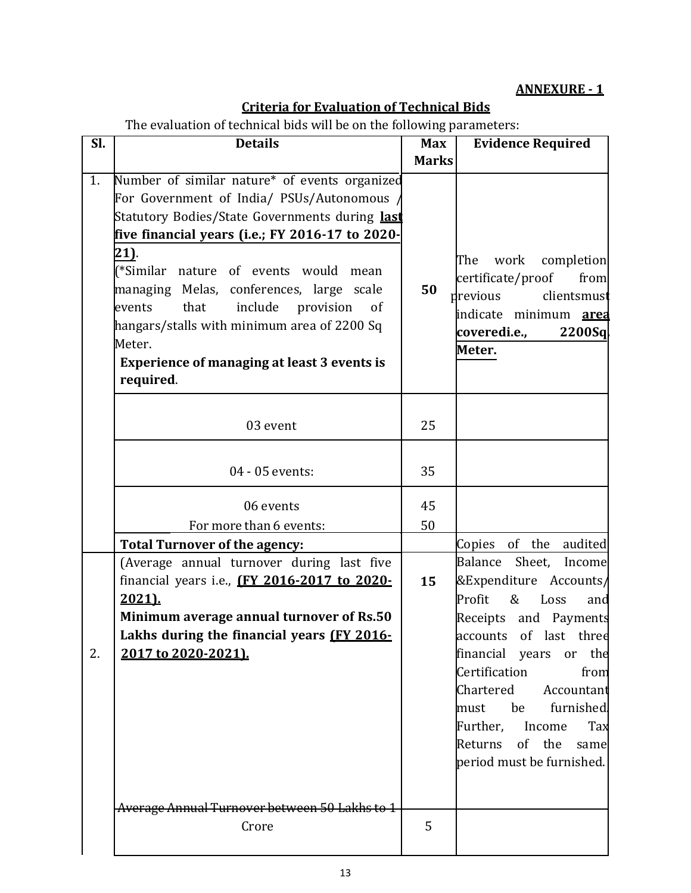**ANNEXURE - 1**

**Criteria for Evaluation of Technical Bids**

The evaluation of technical bids will be on the following parameters:

| Sl. | Details | Max Marks | Evidence Required |
|---|---|---|---|
| 1. | Number of similar nature* of events organized For Government of India/ PSUs/Autonomous / Statutory Bodies/State Governments during **last five financial years (i.e.; FY 2016-17 to 2020-21)**.<br>(*Similar nature of events would mean managing Melas, conferences, large scale events that include provision of hangars/stalls with minimum area of 2200 Sq Meter.<br>**Experience of managing at least 3 events is required**. | **50** | The work completion certificate/proof from previous clientsmust indicate minimum **area coveredi.e., 2200Sq. Meter.** |
| | 03 event | 25 | |
| | 04 - 05 events: | 35 | |
| | 06 events<br>For more than 6 events: | 45<br>50 | |
| 2. | **Total Turnover of the agency:**<br>(Average annual turnover during last five financial years i.e., **(FY 2016-2017 to 2020-2021).**<br>**Minimum average annual turnover of Rs.50 Lakhs during the financial years (FY 2016-2017 to 2020-2021).** | **15** | Copies of the audited Balance Sheet, Income &Expenditure Accounts/ Profit & Loss and Receipts and Payments accounts of last three financial years or the Certification from Chartered Accountant must be furnished. Further, Income Tax Returns of the same period must be furnished. |
| | Average Annual Turnover between 50 Lakhs to 1 Crore | 5 | |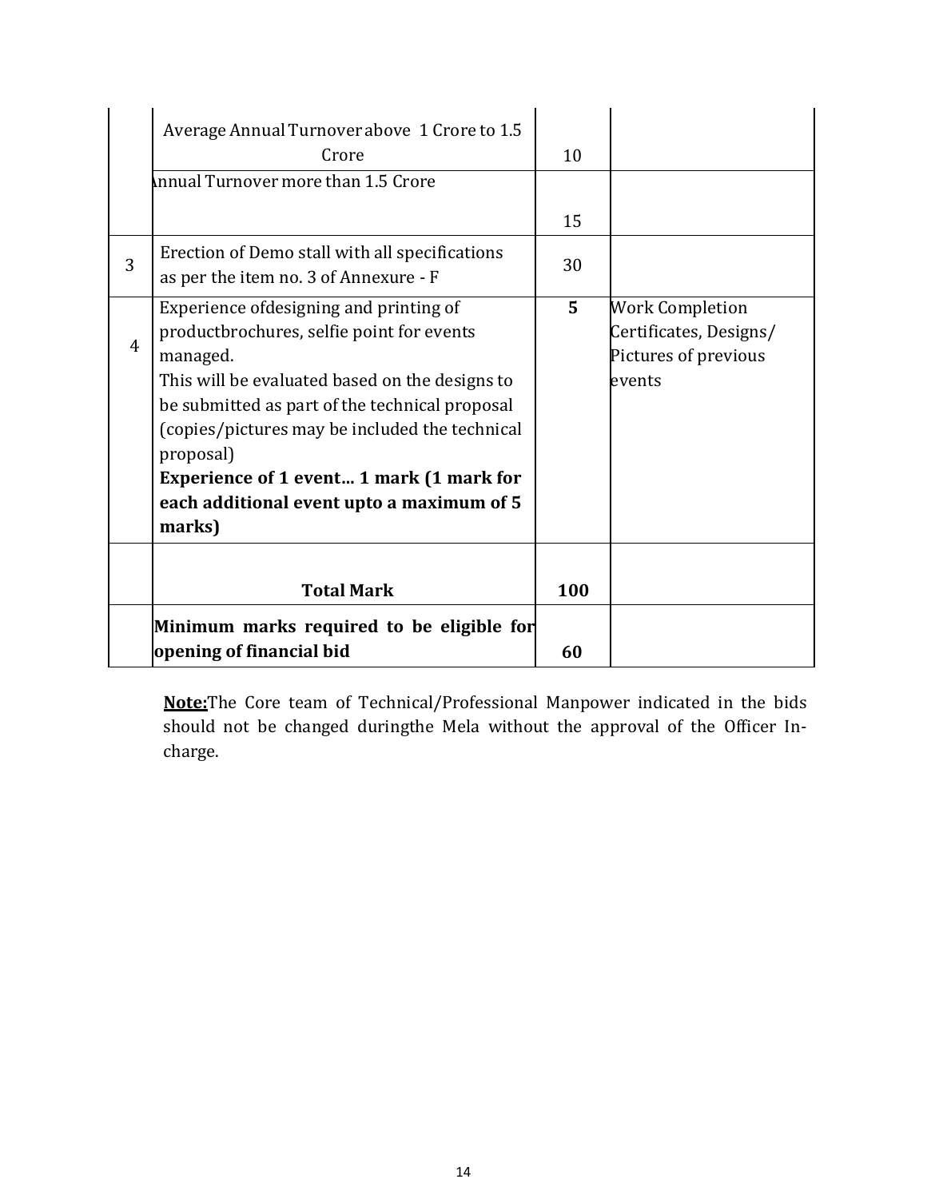| | | | |
|---|---|---|---|
| | Average Annual Turnover above 1 Crore to 1.5 Crore | 10 | |
| | Annual Turnover more than 1.5 Crore | 15 | |
| 3 | Erection of Demo stall with all specifications as per the item no. 3 of Annexure - F | 30 | |
| 4 | Experience ofdesigning and printing of productbrochures, selfie point for events managed.<br>This will be evaluated based on the designs to be submitted as part of the technical proposal (copies/pictures may be included the technical proposal)<br>**Experience of 1 event… 1 mark (1 mark for each additional event upto a maximum of 5 marks)** | **5** | Work Completion Certificates, Designs/ Pictures of previous events |
| | **Total Mark** | **100** | |
| | **Minimum marks required to be eligible for opening of financial bid** | **60** | |

**Note:**The Core team of Technical/Professional Manpower indicated in the bids should not be changed duringthe Mela without the approval of the Officer In-charge.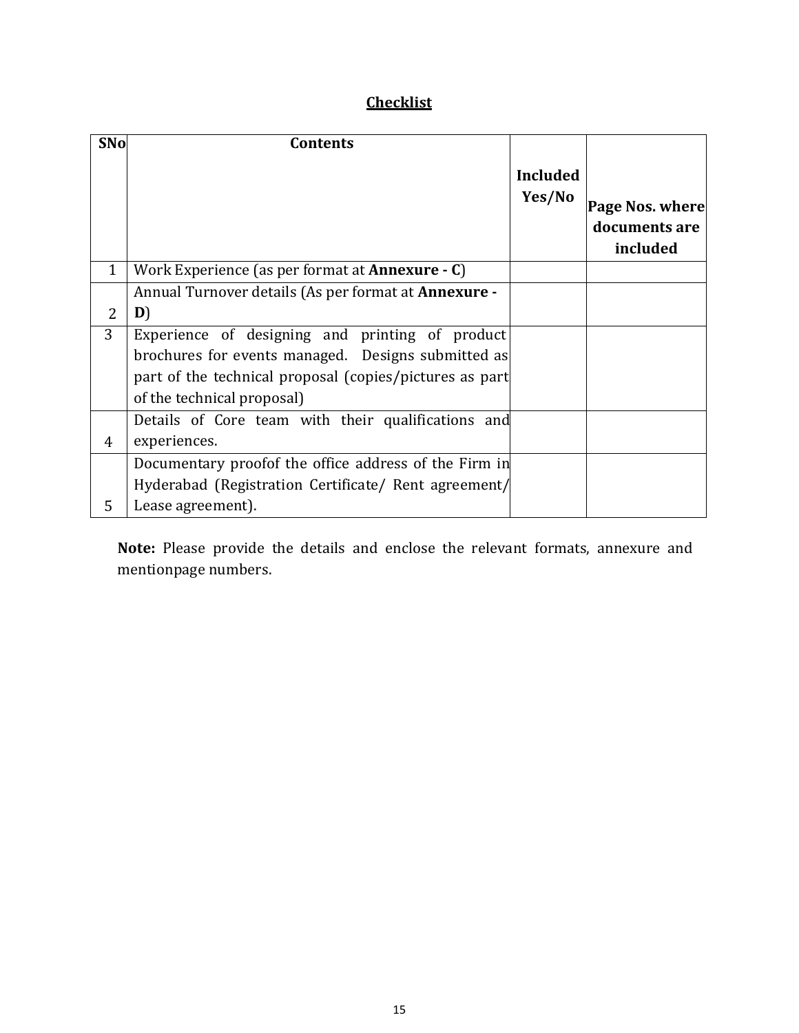## Checklist

| SNo | Contents | Included Yes/No | Page Nos. where documents are included |
|---|---|---|---|
| 1 | Work Experience (as per format at **Annexure - C**) | | |
| 2 | Annual Turnover details (As per format at **Annexure - D**) | | |
| 3 | Experience of designing and printing of product brochures for events managed. Designs submitted as part of the technical proposal (copies/pictures as part of the technical proposal) | | |
| 4 | Details of Core team with their qualifications and experiences. | | |
| 5 | Documentary proofof the office address of the Firm in Hyderabad (Registration Certificate/ Rent agreement/ Lease agreement). | | |

**Note:** Please provide the details and enclose the relevant formats, annexure and mentionpage numbers.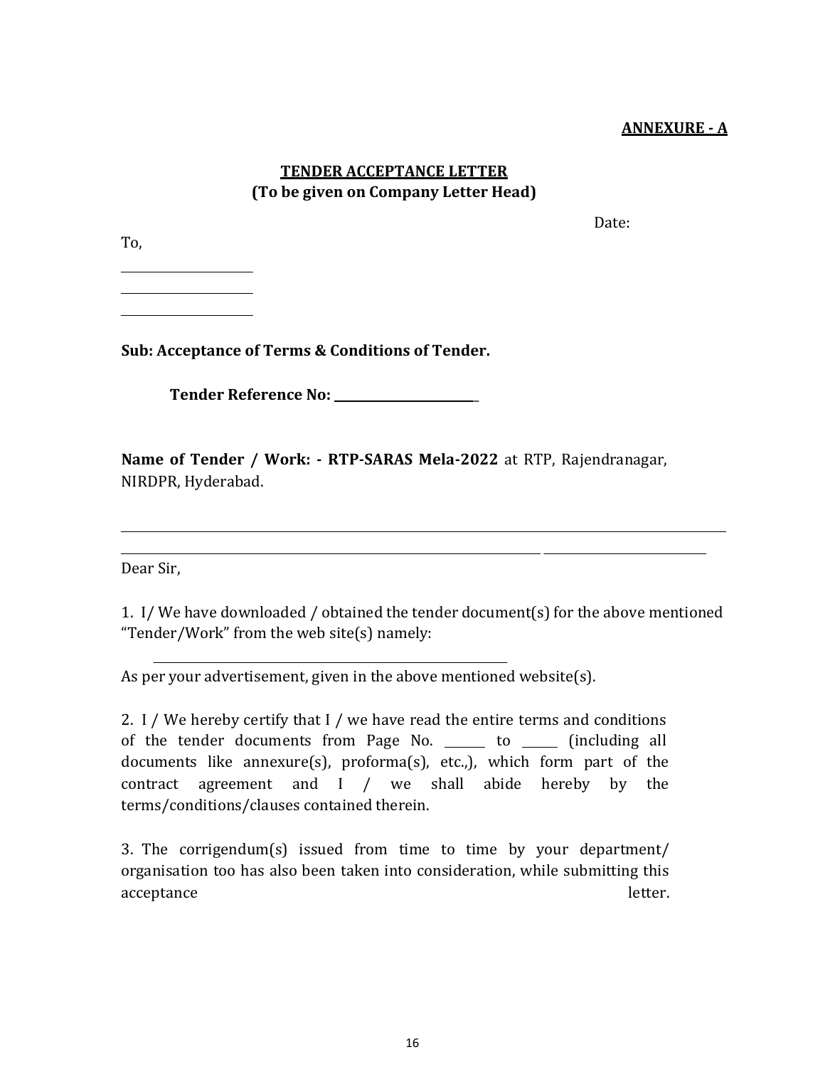**ANNEXURE - A**

**TENDER ACCEPTANCE LETTER**
**(To be given on Company Letter Head)**

Date:

To,

\_\_\_\_\_\_\_\_\_\_\_\_\_\_\_\_\_\_\_\_

\_\_\_\_\_\_\_\_\_\_\_\_\_\_\_\_\_\_\_\_

\_\_\_\_\_\_\_\_\_\_\_\_\_\_\_\_\_\_\_\_

**Sub: Acceptance of Terms & Conditions of Tender.**

**Tender Reference No: \_\_\_\_\_\_\_\_\_\_\_\_\_\_\_\_\_\_\_\_\_\_\_\_**

**Name of Tender / Work: - RTP-SARAS Mela-2022** at RTP, Rajendranagar, NIRDPR, Hyderabad.

\_\_\_\_\_\_\_\_\_\_\_\_\_\_\_\_\_\_\_\_\_\_\_\_\_\_\_\_\_\_\_\_\_\_\_\_\_\_\_\_\_\_\_\_\_\_\_\_\_\_\_\_\_\_\_\_\_\_\_\_\_\_\_\_\_\_\_\_\_\_\_\_\_\_\_\_\_\_

\_\_\_\_\_\_\_\_\_\_\_\_\_\_\_\_\_\_\_\_\_\_\_\_\_\_\_\_\_\_\_\_\_\_\_\_\_\_\_\_\_\_\_\_\_\_\_\_\_\_\_\_\_\_\_\_\_\_\_\_\_\_\_\_\_\_\_\_\_\_\_\_\_\_\_

Dear Sir,

1. I/ We have downloaded / obtained the tender document(s) for the above mentioned "Tender/Work" from the web site(s) namely:

\_\_\_\_\_\_\_\_\_\_\_\_\_\_\_\_\_\_\_\_\_\_\_\_\_\_\_\_\_\_\_\_\_\_\_\_\_\_\_\_\_\_\_\_\_\_\_\_

As per your advertisement, given in the above mentioned website(s).

2. I / We hereby certify that I / we have read the entire terms and conditions of the tender documents from Page No. \_\_\_\_\_\_ to \_\_\_\_\_ (including all documents like annexure(s), proforma(s), etc.,), which form part of the contract agreement and I / we shall abide hereby by the terms/conditions/clauses contained therein.

3. The corrigendum(s) issued from time to time by your department/ organisation too has also been taken into consideration, while submitting this acceptance letter.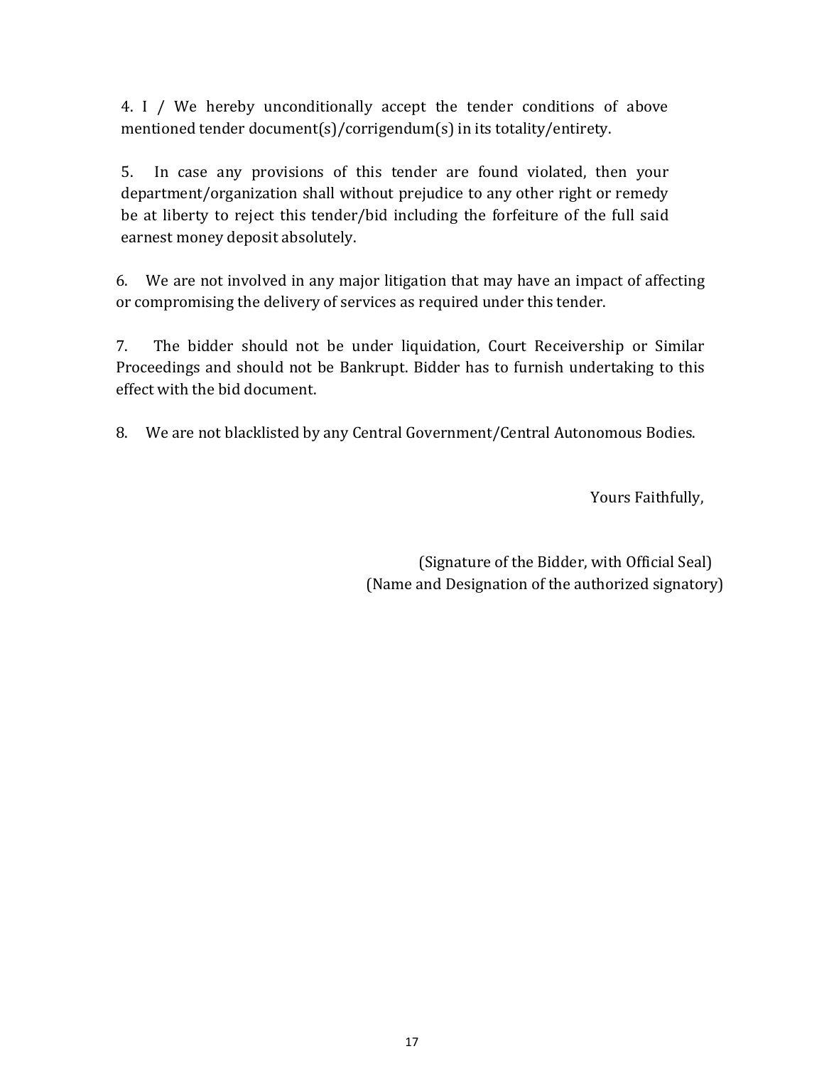4. I / We hereby unconditionally accept the tender conditions of above mentioned tender document(s)/corrigendum(s) in its totality/entirety.

5. In case any provisions of this tender are found violated, then your department/organization shall without prejudice to any other right or remedy be at liberty to reject this tender/bid including the forfeiture of the full said earnest money deposit absolutely.

6. We are not involved in any major litigation that may have an impact of affecting or compromising the delivery of services as required under this tender.

7. The bidder should not be under liquidation, Court Receivership or Similar Proceedings and should not be Bankrupt. Bidder has to furnish undertaking to this effect with the bid document.

8. We are not blacklisted by any Central Government/Central Autonomous Bodies.

Yours Faithfully,

(Signature of the Bidder, with Official Seal)
(Name and Designation of the authorized signatory)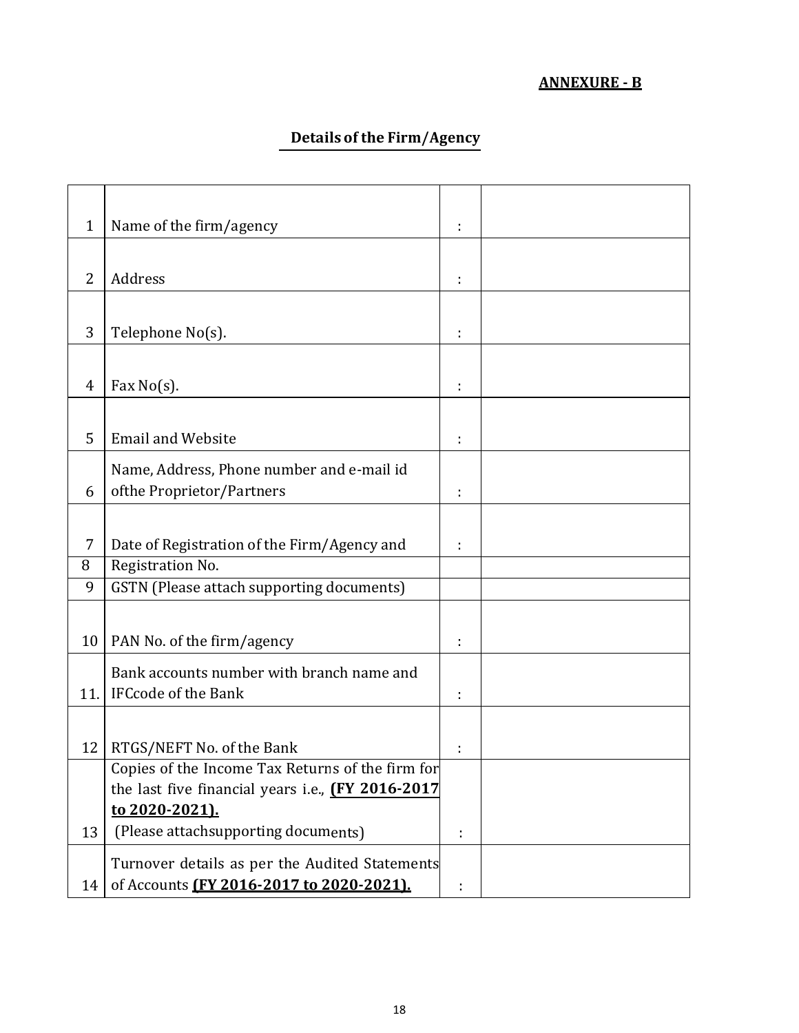**ANNEXURE - B**

## Details of the Firm/Agency

| | | | |
|---|---|---|---|
| 1 | Name of the firm/agency | : | |
| 2 | Address | : | |
| 3 | Telephone No(s). | : | |
| 4 | Fax No(s). | : | |
| 5 | Email and Website | : | |
| 6 | Name, Address, Phone number and e-mail id ofthe Proprietor/Partners | : | |
| 7 | Date of Registration of the Firm/Agency and | : | |
| 8 | Registration No. | | |
| 9 | GSTN (Please attach supporting documents) | | |
| 10 | PAN No. of the firm/agency | : | |
| 11. | Bank accounts number with branch name and IFCcode of the Bank | : | |
| 12 | RTGS/NEFT No. of the Bank | : | |
| 13 | Copies of the Income Tax Returns of the firm for the last five financial years i.e., **(FY 2016-2017 to 2020-2021).** (Please attachsupporting documents) | : | |
| 14 | Turnover details as per the Audited Statements of Accounts **(FY 2016-2017 to 2020-2021).** | : | |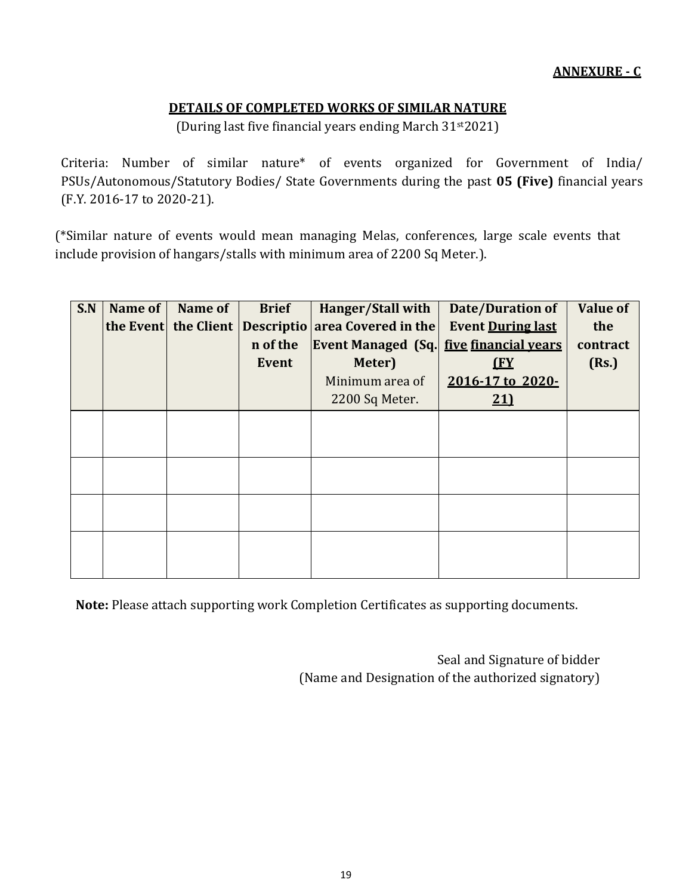**ANNEXURE - C**

**DETAILS OF COMPLETED WORKS OF SIMILAR NATURE**

(During last five financial years ending March 31st 2021)

Criteria: Number of similar nature* of events organized for Government of India/ PSUs/Autonomous/Statutory Bodies/ State Governments during the past **05 (Five)** financial years (F.Y. 2016-17 to 2020-21).

(*Similar nature of events would mean managing Melas, conferences, large scale events that include provision of hangars/stalls with minimum area of 2200 Sq Meter.).

| S.N | Name of the Event | Name of the Client | Brief Description of the Event | Hanger/Stall with area Covered in the Event Managed (Sq. Meter) Minimum area of 2200 Sq Meter. | Date/Duration of Event During last five financial years (FY 2016-17 to 2020-21) | Value of the contract (Rs.) |
|---|---|---|---|---|---|---|
| | | | | | | |
| | | | | | | |
| | | | | | | |
| | | | | | | |

**Note:** Please attach supporting work Completion Certificates as supporting documents.

Seal and Signature of bidder
(Name and Designation of the authorized signatory)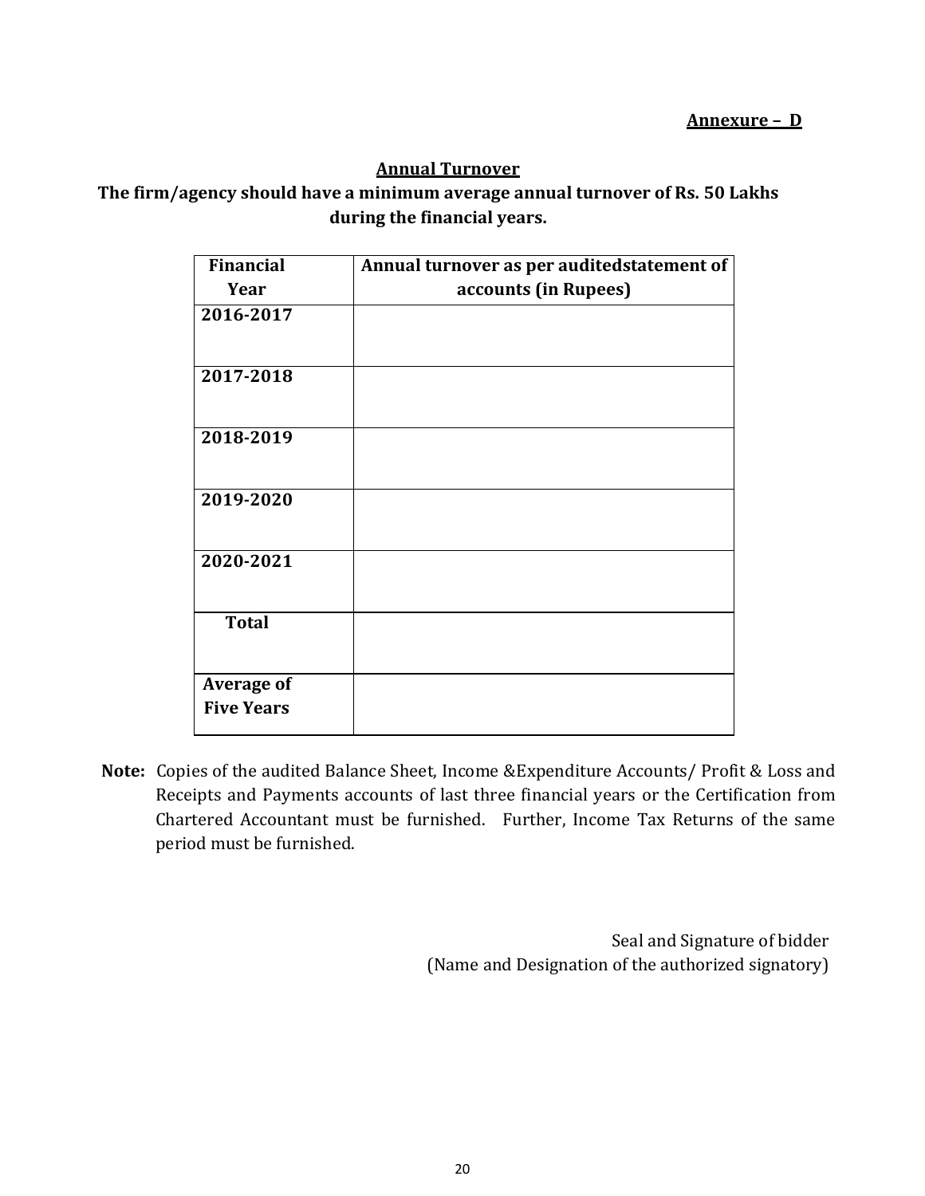**Annexure – D**

## Annual Turnover

**The firm/agency should have a minimum average annual turnover of Rs. 50 Lakhs during the financial years.**

| Financial Year | Annual turnover as per auditedstatement of accounts (in Rupees) |
|---|---|
| 2016-2017 | |
| 2017-2018 | |
| 2018-2019 | |
| 2019-2020 | |
| 2020-2021 | |
| Total | |
| Average of Five Years | |

**Note:** Copies of the audited Balance Sheet, Income &Expenditure Accounts/ Profit & Loss and Receipts and Payments accounts of last three financial years or the Certification from Chartered Accountant must be furnished. Further, Income Tax Returns of the same period must be furnished.

Seal and Signature of bidder
(Name and Designation of the authorized signatory)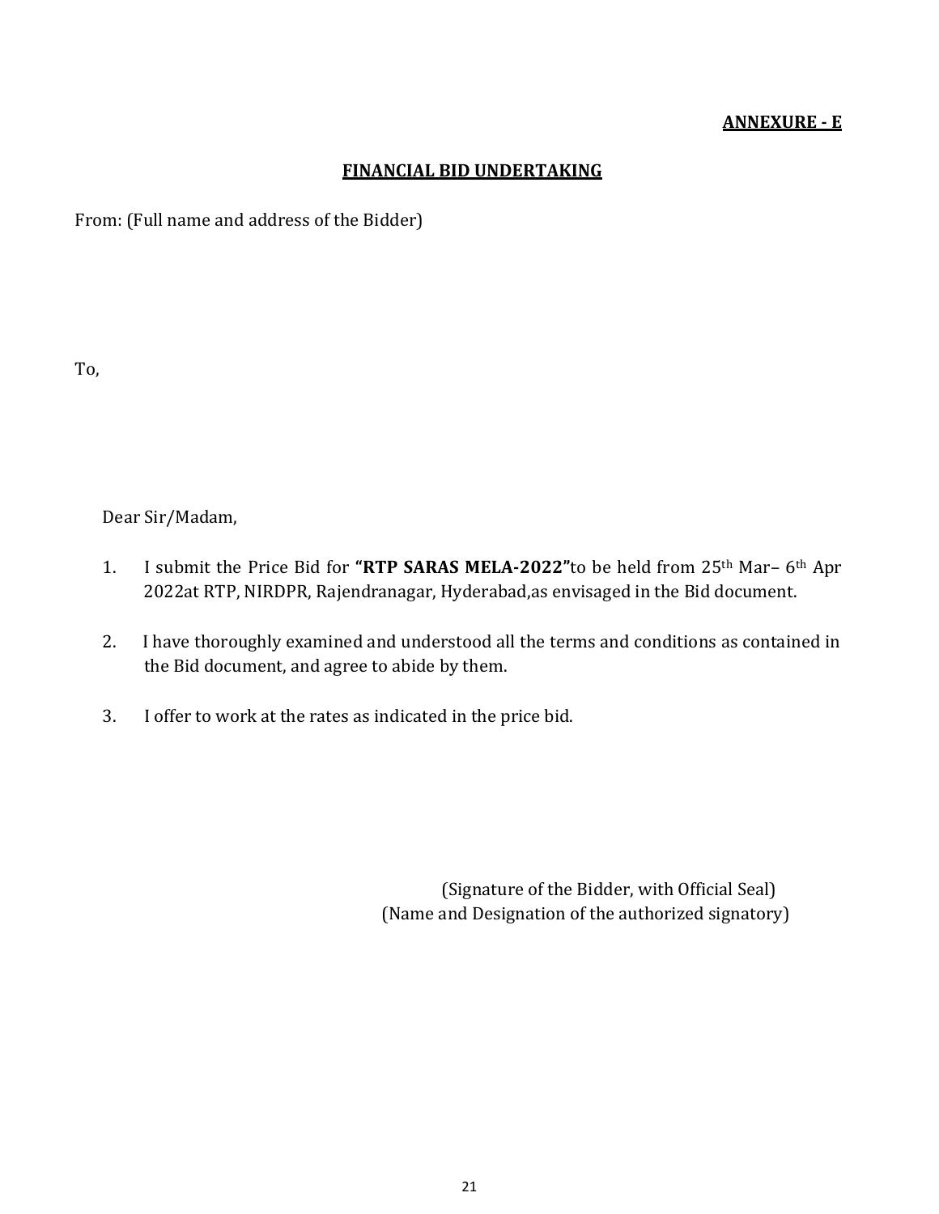**ANNEXURE - E**

## FINANCIAL BID UNDERTAKING

From: (Full name and address of the Bidder)

To,

Dear Sir/Madam,

1. I submit the Price Bid for **"RTP SARAS MELA-2022"**to be held from 25th Mar– 6th Apr 2022at RTP, NIRDPR, Rajendranagar, Hyderabad,as envisaged in the Bid document.

2. I have thoroughly examined and understood all the terms and conditions as contained in the Bid document, and agree to abide by them.

3. I offer to work at the rates as indicated in the price bid.

(Signature of the Bidder, with Official Seal)
(Name and Designation of the authorized signatory)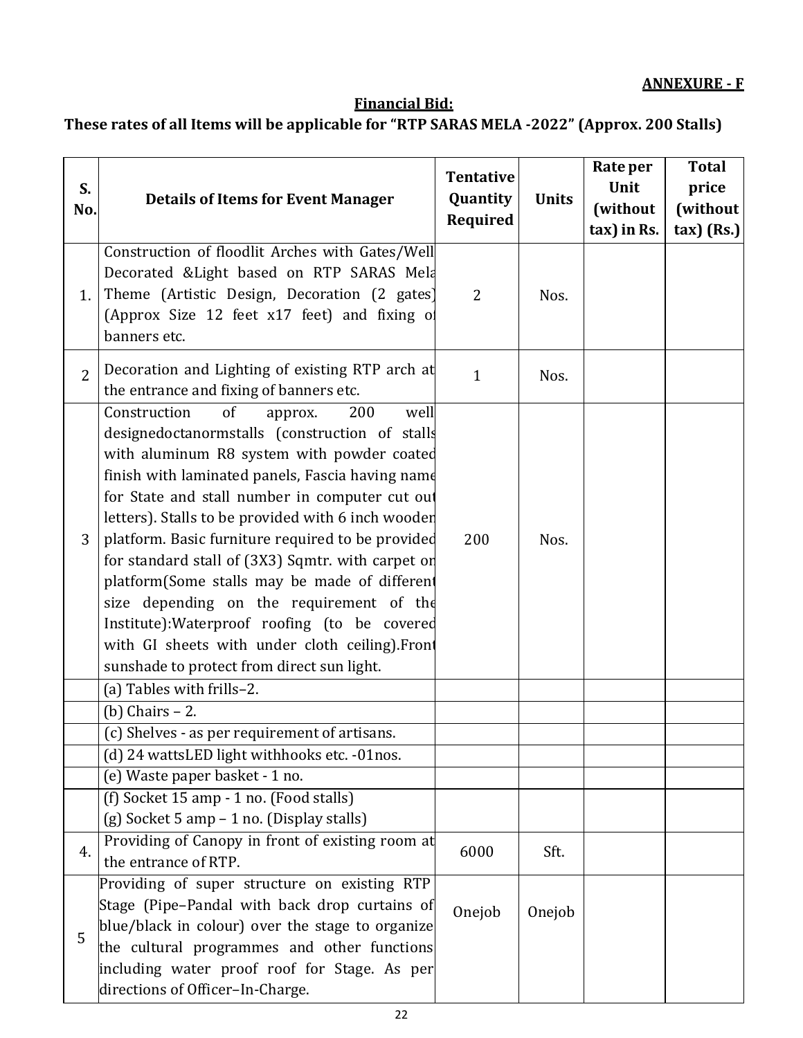**ANNEXURE - F**

**Financial Bid:**

**These rates of all Items will be applicable for "RTP SARAS MELA -2022" (Approx. 200 Stalls)**

| S. No. | Details of Items for Event Manager | Tentative Quantity Required | Units | Rate per Unit (without tax) in Rs. | Total price (without tax) (Rs.) |
|---|---|---|---|---|---|
| 1. | Construction of floodlit Arches with Gates/Well Decorated &Light based on RTP SARAS Mela Theme (Artistic Design, Decoration (2 gates) (Approx Size 12 feet x17 feet) and fixing of banners etc. | 2 | Nos. | | |
| 2 | Decoration and Lighting of existing RTP arch at the entrance and fixing of banners etc. | 1 | Nos. | | |
| 3 | Construction of approx. 200 well designedoctanormstalls (construction of stalls with aluminum R8 system with powder coated finish with laminated panels, Fascia having name for State and stall number in computer cut out letters). Stalls to be provided with 6 inch wooden platform. Basic furniture required to be provided for standard stall of (3X3) Sqmtr. with carpet on platform(Some stalls may be made of different size depending on the requirement of the Institute):Waterproof roofing (to be covered with GI sheets with under cloth ceiling).Front sunshade to protect from direct sun light. | 200 | Nos. | | |
| | (a) Tables with frills–2. | | | | |
| | (b) Chairs – 2. | | | | |
| | (c) Shelves - as per requirement of artisans. | | | | |
| | (d) 24 wattsLED light withhooks etc. -01nos. | | | | |
| | (e) Waste paper basket - 1 no. | | | | |
| | (f) Socket 15 amp - 1 no. (Food stalls)<br>(g) Socket 5 amp – 1 no. (Display stalls) | | | | |
| 4. | Providing of Canopy in front of existing room at the entrance of RTP. | 6000 | Sft. | | |
| 5 | Providing of super structure on existing RTP Stage (Pipe–Pandal with back drop curtains of blue/black in colour) over the stage to organize the cultural programmes and other functions including water proof roof for Stage. As per directions of Officer–In-Charge. | Onejob | Onejob | | |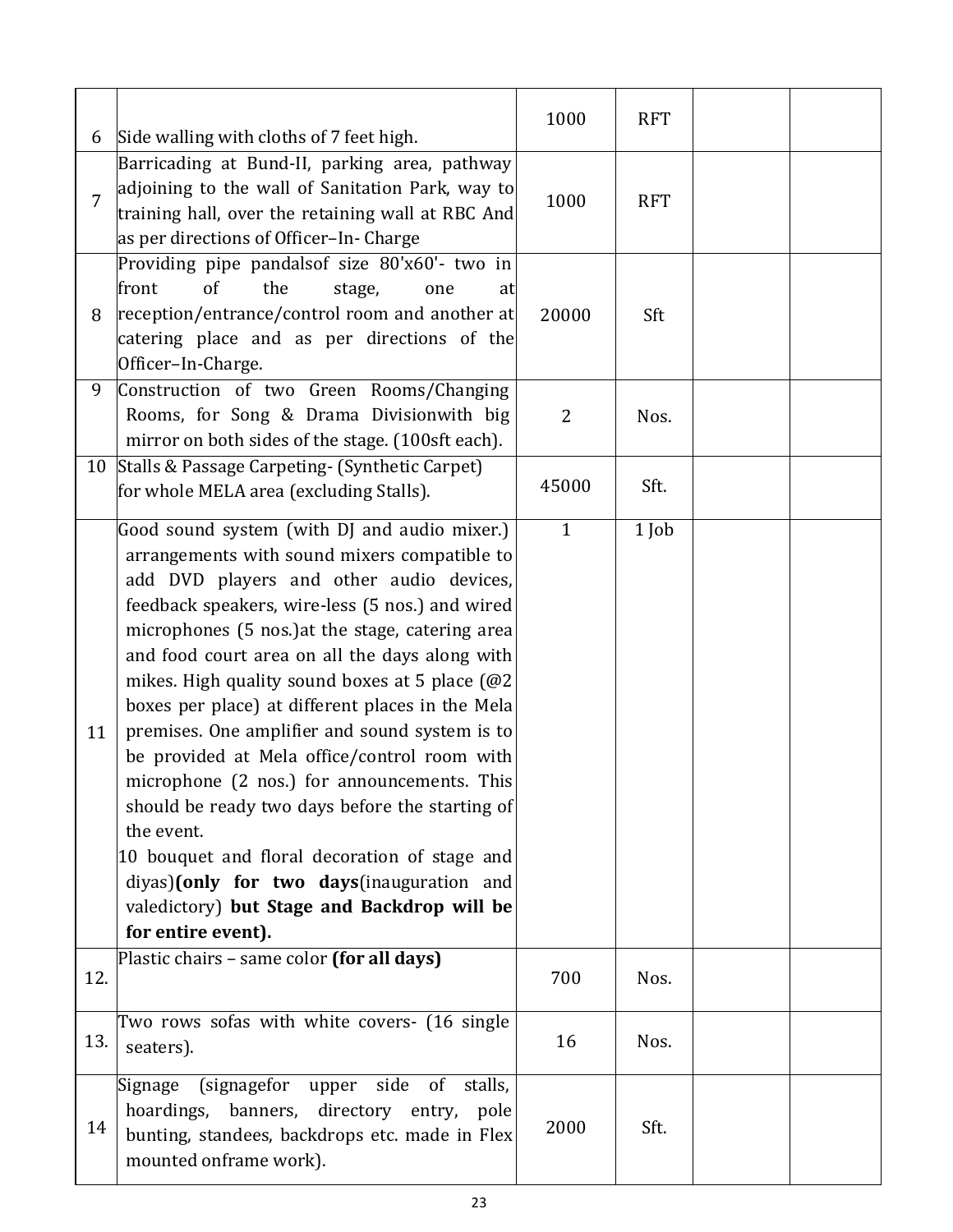| | | | | | |
|---|---|---|---|---|---|
| 6 | Side walling with cloths of 7 feet high. | 1000 | RFT | | |
| 7 | Barricading at Bund-II, parking area, pathway adjoining to the wall of Sanitation Park, way to training hall, over the retaining wall at RBC And as per directions of Officer–In- Charge | 1000 | RFT | | |
| 8 | Providing pipe pandalsof size 80'x60'- two in front of the stage, one at reception/entrance/control room and another at catering place and as per directions of the Officer–In-Charge. | 20000 | Sft | | |
| 9 | Construction of two Green Rooms/Changing Rooms, for Song & Drama Divisionwith big mirror on both sides of the stage. (100sft each). | 2 | Nos. | | |
| 10 | Stalls & Passage Carpeting- (Synthetic Carpet) for whole MELA area (excluding Stalls). | 45000 | Sft. | | |
| 11 | Good sound system (with DJ and audio mixer.) arrangements with sound mixers compatible to add DVD players and other audio devices, feedback speakers, wire-less (5 nos.) and wired microphones (5 nos.)at the stage, catering area and food court area on all the days along with mikes. High quality sound boxes at 5 place (@2 boxes per place) at different places in the Mela premises. One amplifier and sound system is to be provided at Mela office/control room with microphone (2 nos.) for announcements. This should be ready two days before the starting of the event.<br>10 bouquet and floral decoration of stage and diyas)**(only for two days**(inauguration and valedictory) **but Stage and Backdrop will be for entire event).** | 1 | 1 Job | | |
| 12. | Plastic chairs – same color **(for all days)** | 700 | Nos. | | |
| 13. | Two rows sofas with white covers- (16 single seaters). | 16 | Nos. | | |
| 14 | Signage (signagefor upper side of stalls, hoardings, banners, directory entry, pole bunting, standees, backdrops etc. made in Flex mounted onframe work). | 2000 | Sft. | | |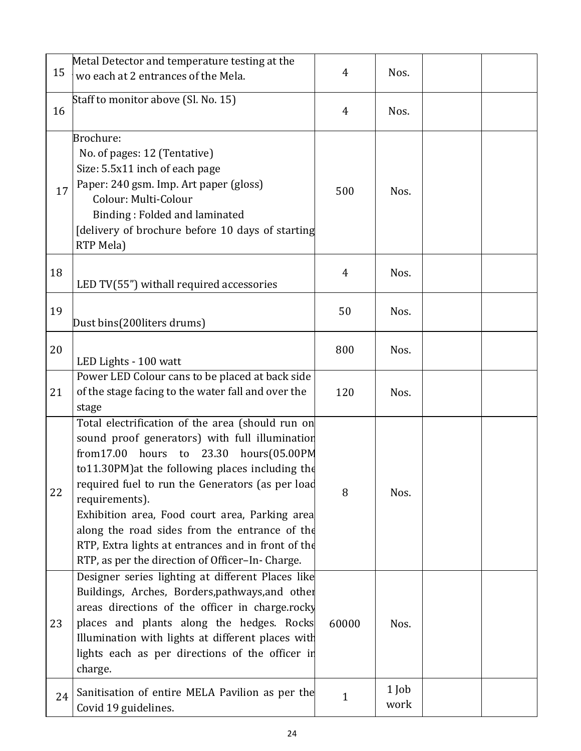| 15 | Metal Detector and temperature testing at the wo each at 2 entrances of the Mela. | 4 | Nos. | | |
|---|---|---|---|---|---|
| 16 | Staff to monitor above (Sl. No. 15) | 4 | Nos. | | |
| 17 | Brochure:<br>No. of pages: 12 (Tentative)<br>Size: 5.5x11 inch of each page<br>Paper: 240 gsm. Imp. Art paper (gloss)<br>Colour: Multi-Colour<br>Binding : Folded and laminated<br>[delivery of brochure before 10 days of starting RTP Mela) | 500 | Nos. | | |
| 18 | LED TV(55”) withall required accessories | 4 | Nos. | | |
| 19 | Dust bins(200liters drums) | 50 | Nos. | | |
| 20 | LED Lights - 100 watt | 800 | Nos. | | |
| 21 | Power LED Colour cans to be placed at back side of the stage facing to the water fall and over the stage | 120 | Nos. | | |
| 22 | Total electrification of the area (should run on sound proof generators) with full illumination from17.00 hours to 23.30 hours(05.00PM to11.30PM)at the following places including the required fuel to run the Generators (as per load requirements).<br>Exhibition area, Food court area, Parking area, along the road sides from the entrance of the RTP, Extra lights at entrances and in front of the RTP, as per the direction of Officer–In- Charge. | 8 | Nos. | | |
| 23 | Designer series lighting at different Places like Buildings, Arches, Borders,pathways,and other areas directions of the officer in charge.rocky places and plants along the hedges. Rocks Illumination with lights at different places with lights each as per directions of the officer in charge. | 60000 | Nos. | | |
| 24 | Sanitisation of entire MELA Pavilion as per the Covid 19 guidelines. | 1 | 1 Job work | | |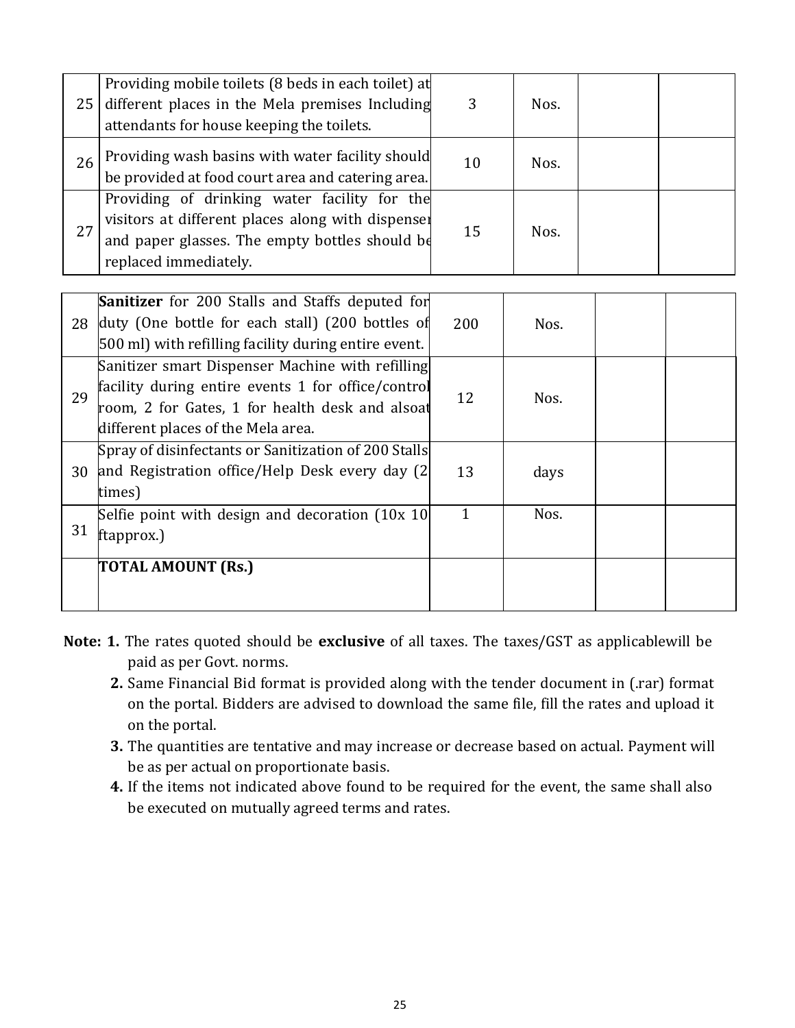| | | | | | |
|---|---|---|---|---|---|
| 25 | Providing mobile toilets (8 beds in each toilet) at different places in the Mela premises Including attendants for house keeping the toilets. | 3 | Nos. | | |
| 26 | Providing wash basins with water facility should be provided at food court area and catering area. | 10 | Nos. | | |
| 27 | Providing of drinking water facility for the visitors at different places along with dispenser and paper glasses. The empty bottles should be replaced immediately. | 15 | Nos. | | |
| 28 | **Sanitizer** for 200 Stalls and Staffs deputed for duty (One bottle for each stall) (200 bottles of 500 ml) with refilling facility during entire event. | 200 | Nos. | | |
| 29 | Sanitizer smart Dispenser Machine with refilling facility during entire events 1 for office/control room, 2 for Gates, 1 for health desk and alsoat different places of the Mela area. | 12 | Nos. | | |
| 30 | Spray of disinfectants or Sanitization of 200 Stalls and Registration office/Help Desk every day (2 times) | 13 | days | | |
| 31 | Selfie point with design and decoration (10x 10 ftapprox.) | 1 | Nos. | | |
| | **TOTAL AMOUNT (Rs.)** | | | | |

**Note: 1.** The rates quoted should be **exclusive** of all taxes. The taxes/GST as applicablewill be paid as per Govt. norms.

**2.** Same Financial Bid format is provided along with the tender document in (.rar) format on the portal. Bidders are advised to download the same file, fill the rates and upload it on the portal.

**3.** The quantities are tentative and may increase or decrease based on actual. Payment will be as per actual on proportionate basis.

**4.** If the items not indicated above found to be required for the event, the same shall also be executed on mutually agreed terms and rates.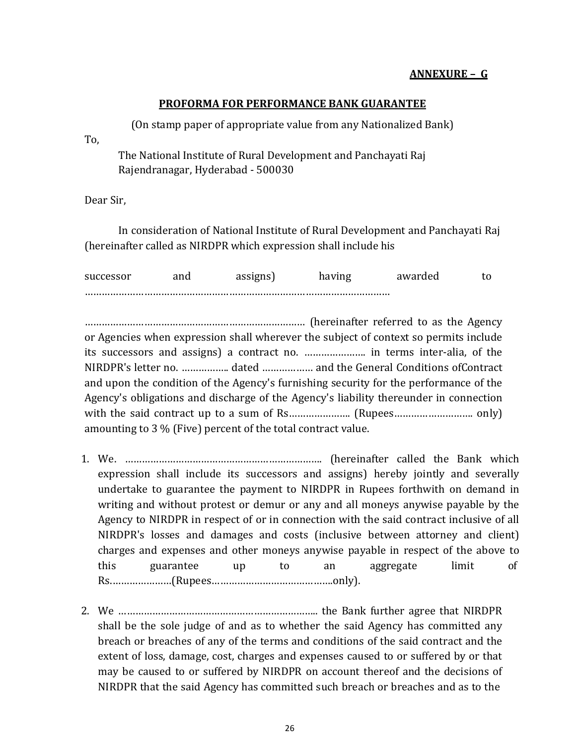**ANNEXURE – G**

**PROFORMA FOR PERFORMANCE BANK GUARANTEE**

(On stamp paper of appropriate value from any Nationalized Bank)

To,

The National Institute of Rural Development and Panchayati Raj
Rajendranagar, Hyderabad - 500030

Dear Sir,

In consideration of National Institute of Rural Development and Panchayati Raj (hereinafter called as NIRDPR which expression shall include his

successor and assigns) having awarded to ……………………………………………………………………………………………

…………………………………………………………………… (hereinafter referred to as the Agency or Agencies when expression shall wherever the subject of context so permits include its successors and assigns) a contract no. …………………. in terms inter-alia, of the NIRDPR's letter no. …………….. dated ……………… and the General Conditions ofContract and upon the condition of the Agency's furnishing security for the performance of the Agency's obligations and discharge of the Agency's liability thereunder in connection with the said contract up to a sum of Rs…………………. (Rupees………………………. only) amounting to 3 % (Five) percent of the total contract value.

1. We. ……………………………………………………………. (hereinafter called the Bank which expression shall include its successors and assigns) hereby jointly and severally undertake to guarantee the payment to NIRDPR in Rupees forthwith on demand in writing and without protest or demur or any and all moneys anywise payable by the Agency to NIRDPR in respect of or in connection with the said contract inclusive of all NIRDPR's losses and damages and costs (inclusive between attorney and client) charges and expenses and other moneys anywise payable in respect of the above to this guarantee up to an aggregate limit of Rs…………………(Rupees……………………………………..only).

2. We ……………………………………………………………….. the Bank further agree that NIRDPR shall be the sole judge of and as to whether the said Agency has committed any breach or breaches of any of the terms and conditions of the said contract and the extent of loss, damage, cost, charges and expenses caused to or suffered by or that may be caused to or suffered by NIRDPR on account thereof and the decisions of NIRDPR that the said Agency has committed such breach or breaches and as to the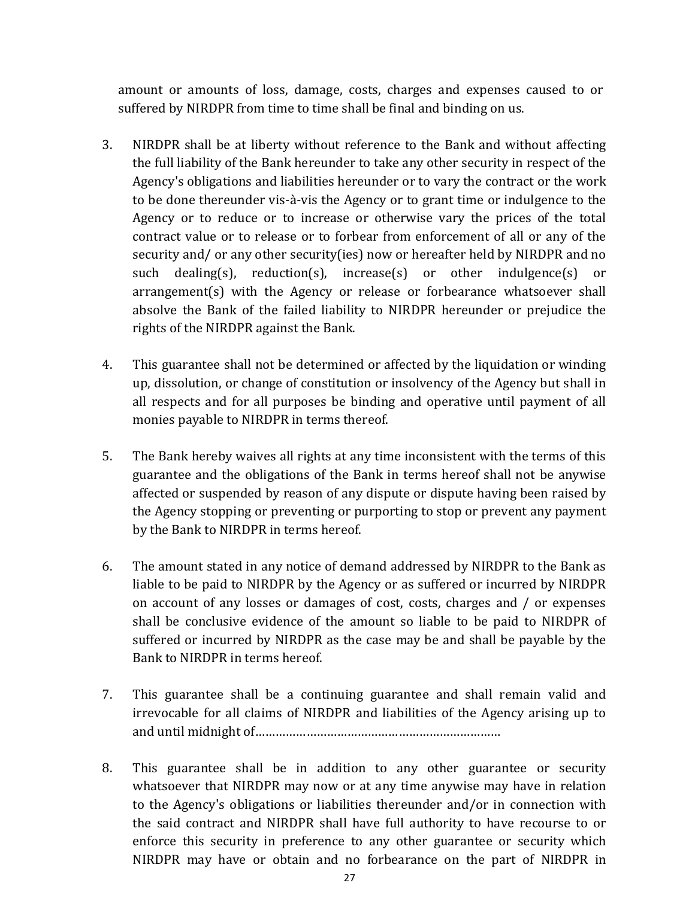amount or amounts of loss, damage, costs, charges and expenses caused to or suffered by NIRDPR from time to time shall be final and binding on us.

3. NIRDPR shall be at liberty without reference to the Bank and without affecting the full liability of the Bank hereunder to take any other security in respect of the Agency's obligations and liabilities hereunder or to vary the contract or the work to be done thereunder vis-à-vis the Agency or to grant time or indulgence to the Agency or to reduce or to increase or otherwise vary the prices of the total contract value or to release or to forbear from enforcement of all or any of the security and/ or any other security(ies) now or hereafter held by NIRDPR and no such dealing(s), reduction(s), increase(s) or other indulgence(s) or arrangement(s) with the Agency or release or forbearance whatsoever shall absolve the Bank of the failed liability to NIRDPR hereunder or prejudice the rights of the NIRDPR against the Bank.

4. This guarantee shall not be determined or affected by the liquidation or winding up, dissolution, or change of constitution or insolvency of the Agency but shall in all respects and for all purposes be binding and operative until payment of all monies payable to NIRDPR in terms thereof.

5. The Bank hereby waives all rights at any time inconsistent with the terms of this guarantee and the obligations of the Bank in terms hereof shall not be anywise affected or suspended by reason of any dispute or dispute having been raised by the Agency stopping or preventing or purporting to stop or prevent any payment by the Bank to NIRDPR in terms hereof.

6. The amount stated in any notice of demand addressed by NIRDPR to the Bank as liable to be paid to NIRDPR by the Agency or as suffered or incurred by NIRDPR on account of any losses or damages of cost, costs, charges and / or expenses shall be conclusive evidence of the amount so liable to be paid to NIRDPR of suffered or incurred by NIRDPR as the case may be and shall be payable by the Bank to NIRDPR in terms hereof.

7. This guarantee shall be a continuing guarantee and shall remain valid and irrevocable for all claims of NIRDPR and liabilities of the Agency arising up to and until midnight of………………………………………………………………

8. This guarantee shall be in addition to any other guarantee or security whatsoever that NIRDPR may now or at any time anywise may have in relation to the Agency's obligations or liabilities thereunder and/or in connection with the said contract and NIRDPR shall have full authority to have recourse to or enforce this security in preference to any other guarantee or security which NIRDPR may have or obtain and no forbearance on the part of NIRDPR in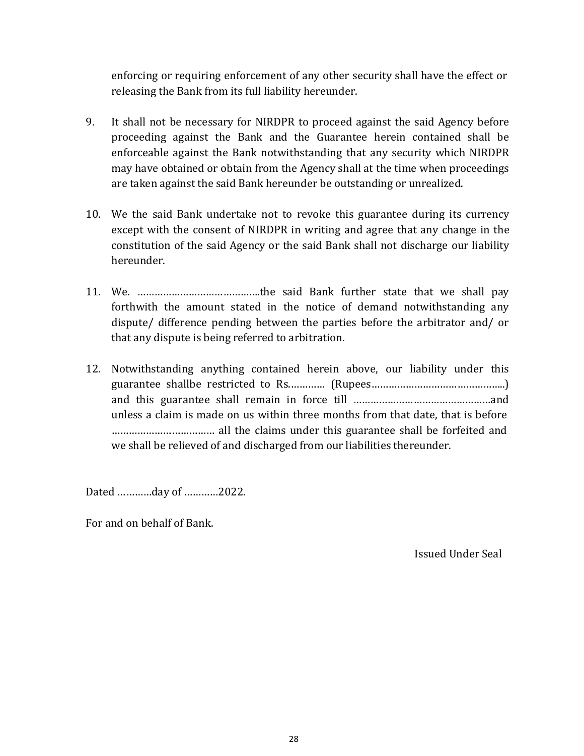enforcing or requiring enforcement of any other security shall have the effect or releasing the Bank from its full liability hereunder.

9. It shall not be necessary for NIRDPR to proceed against the said Agency before proceeding against the Bank and the Guarantee herein contained shall be enforceable against the Bank notwithstanding that any security which NIRDPR may have obtained or obtain from the Agency shall at the time when proceedings are taken against the said Bank hereunder be outstanding or unrealized.

10. We the said Bank undertake not to revoke this guarantee during its currency except with the consent of NIRDPR in writing and agree that any change in the constitution of the said Agency or the said Bank shall not discharge our liability hereunder.

11. We. ……………………………………..the said Bank further state that we shall pay forthwith the amount stated in the notice of demand notwithstanding any dispute/ difference pending between the parties before the arbitrator and/ or that any dispute is being referred to arbitration.

12. Notwithstanding anything contained herein above, our liability under this guarantee shallbe restricted to Rs.………… (Rupees………………………………………..) and this guarantee shall remain in force till …………………………………………and unless a claim is made on us within three months from that date, that is before ……………………………… all the claims under this guarantee shall be forfeited and we shall be relieved of and discharged from our liabilities thereunder.

Dated …………day of …………2022.

For and on behalf of Bank.

Issued Under Seal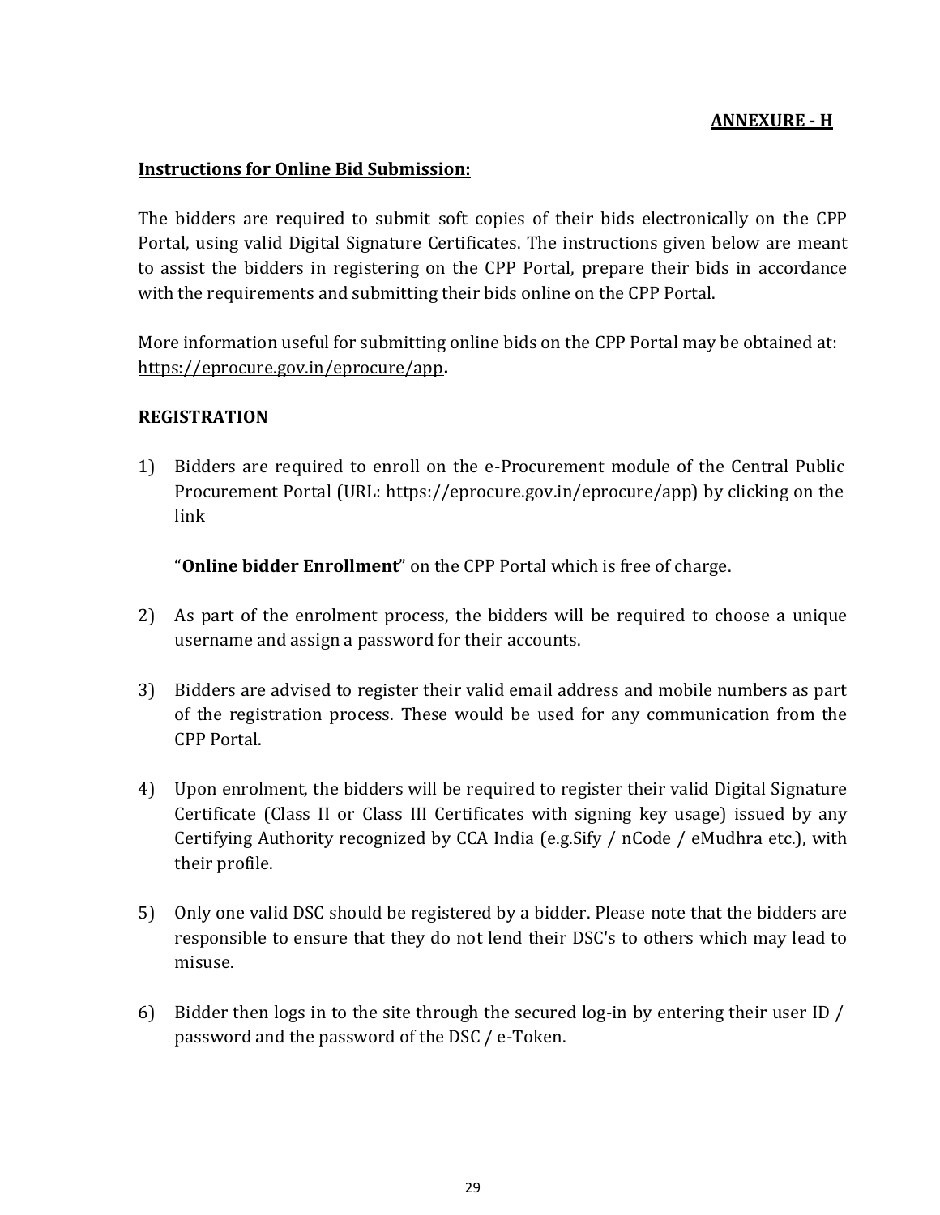**ANNEXURE - H**

**Instructions for Online Bid Submission:**

The bidders are required to submit soft copies of their bids electronically on the CPP Portal, using valid Digital Signature Certificates. The instructions given below are meant to assist the bidders in registering on the CPP Portal, prepare their bids in accordance with the requirements and submitting their bids online on the CPP Portal.

More information useful for submitting online bids on the CPP Portal may be obtained at: https://eprocure.gov.in/eprocure/app**.**

**REGISTRATION**

1) Bidders are required to enroll on the e-Procurement module of the Central Public Procurement Portal (URL: https://eprocure.gov.in/eprocure/app) by clicking on the link

   "**Online bidder Enrollment**" on the CPP Portal which is free of charge.

2) As part of the enrolment process, the bidders will be required to choose a unique username and assign a password for their accounts.

3) Bidders are advised to register their valid email address and mobile numbers as part of the registration process. These would be used for any communication from the CPP Portal.

4) Upon enrolment, the bidders will be required to register their valid Digital Signature Certificate (Class II or Class III Certificates with signing key usage) issued by any Certifying Authority recognized by CCA India (e.g.Sify / nCode / eMudhra etc.), with their profile.

5) Only one valid DSC should be registered by a bidder. Please note that the bidders are responsible to ensure that they do not lend their DSC's to others which may lead to misuse.

6) Bidder then logs in to the site through the secured log-in by entering their user ID / password and the password of the DSC / e-Token.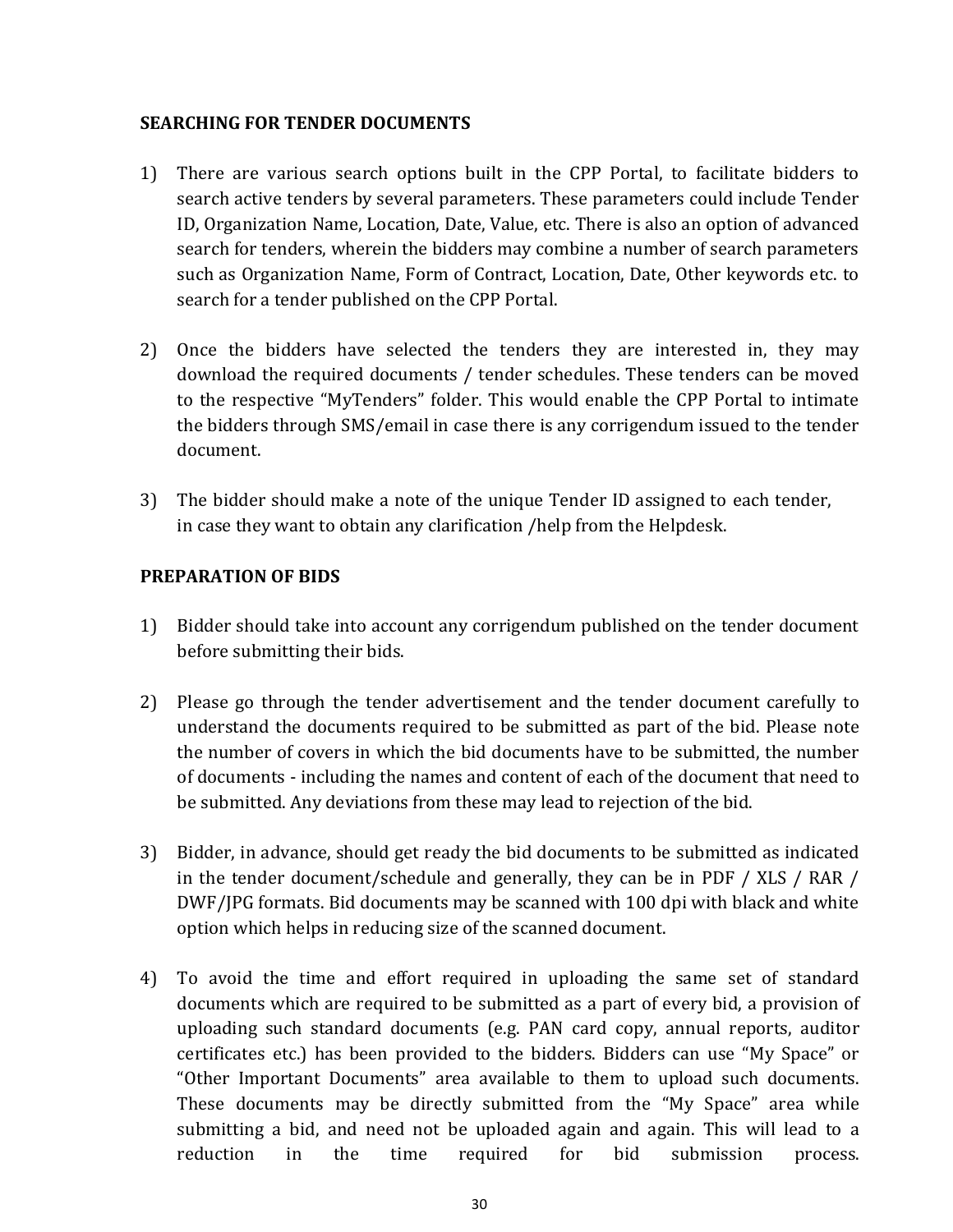**SEARCHING FOR TENDER DOCUMENTS**

1) There are various search options built in the CPP Portal, to facilitate bidders to search active tenders by several parameters. These parameters could include Tender ID, Organization Name, Location, Date, Value, etc. There is also an option of advanced search for tenders, wherein the bidders may combine a number of search parameters such as Organization Name, Form of Contract, Location, Date, Other keywords etc. to search for a tender published on the CPP Portal.

2) Once the bidders have selected the tenders they are interested in, they may download the required documents / tender schedules. These tenders can be moved to the respective "MyTenders" folder. This would enable the CPP Portal to intimate the bidders through SMS/email in case there is any corrigendum issued to the tender document.

3) The bidder should make a note of the unique Tender ID assigned to each tender, in case they want to obtain any clarification /help from the Helpdesk.

**PREPARATION OF BIDS**

1) Bidder should take into account any corrigendum published on the tender document before submitting their bids.

2) Please go through the tender advertisement and the tender document carefully to understand the documents required to be submitted as part of the bid. Please note the number of covers in which the bid documents have to be submitted, the number of documents - including the names and content of each of the document that need to be submitted. Any deviations from these may lead to rejection of the bid.

3) Bidder, in advance, should get ready the bid documents to be submitted as indicated in the tender document/schedule and generally, they can be in PDF / XLS / RAR / DWF/JPG formats. Bid documents may be scanned with 100 dpi with black and white option which helps in reducing size of the scanned document.

4) To avoid the time and effort required in uploading the same set of standard documents which are required to be submitted as a part of every bid, a provision of uploading such standard documents (e.g. PAN card copy, annual reports, auditor certificates etc.) has been provided to the bidders. Bidders can use "My Space" or "Other Important Documents" area available to them to upload such documents. These documents may be directly submitted from the "My Space" area while submitting a bid, and need not be uploaded again and again. This will lead to a reduction in the time required for bid submission process.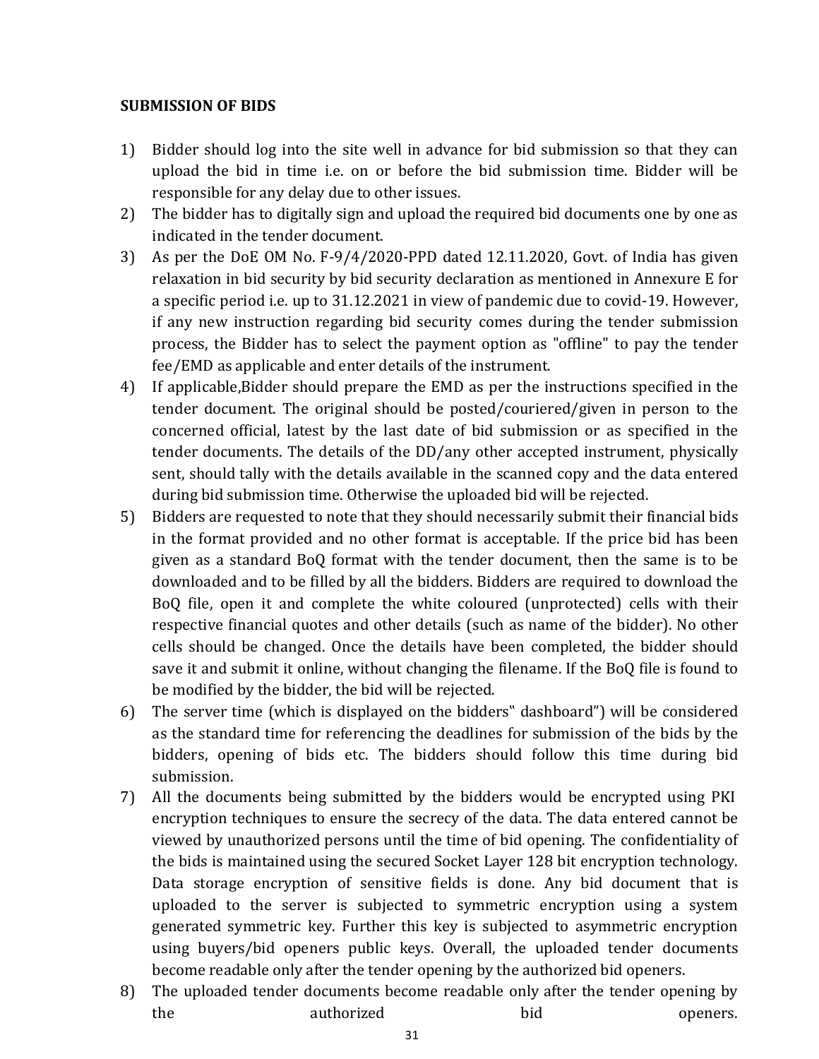**SUBMISSION OF BIDS**

1) Bidder should log into the site well in advance for bid submission so that they can upload the bid in time i.e. on or before the bid submission time. Bidder will be responsible for any delay due to other issues.
2) The bidder has to digitally sign and upload the required bid documents one by one as indicated in the tender document.
3) As per the DoE OM No. F-9/4/2020-PPD dated 12.11.2020, Govt. of India has given relaxation in bid security by bid security declaration as mentioned in Annexure E for a specific period i.e. up to 31.12.2021 in view of pandemic due to covid-19. However, if any new instruction regarding bid security comes during the tender submission process, the Bidder has to select the payment option as "offline" to pay the tender fee/EMD as applicable and enter details of the instrument.
4) If applicable,Bidder should prepare the EMD as per the instructions specified in the tender document. The original should be posted/couriered/given in person to the concerned official, latest by the last date of bid submission or as specified in the tender documents. The details of the DD/any other accepted instrument, physically sent, should tally with the details available in the scanned copy and the data entered during bid submission time. Otherwise the uploaded bid will be rejected.
5) Bidders are requested to note that they should necessarily submit their financial bids in the format provided and no other format is acceptable. If the price bid has been given as a standard BoQ format with the tender document, then the same is to be downloaded and to be filled by all the bidders. Bidders are required to download the BoQ file, open it and complete the white coloured (unprotected) cells with their respective financial quotes and other details (such as name of the bidder). No other cells should be changed. Once the details have been completed, the bidder should save it and submit it online, without changing the filename. If the BoQ file is found to be modified by the bidder, the bid will be rejected.
6) The server time (which is displayed on the bidders�" dashboard") will be considered as the standard time for referencing the deadlines for submission of the bids by the bidders, opening of bids etc. The bidders should follow this time during bid submission.
7) All the documents being submitted by the bidders would be encrypted using PKI encryption techniques to ensure the secrecy of the data. The data entered cannot be viewed by unauthorized persons until the time of bid opening. The confidentiality of the bids is maintained using the secured Socket Layer 128 bit encryption technology. Data storage encryption of sensitive fields is done. Any bid document that is uploaded to the server is subjected to symmetric encryption using a system generated symmetric key. Further this key is subjected to asymmetric encryption using buyers/bid openers public keys. Overall, the uploaded tender documents become readable only after the tender opening by the authorized bid openers.
8) The uploaded tender documents become readable only after the tender opening by the authorized bid openers.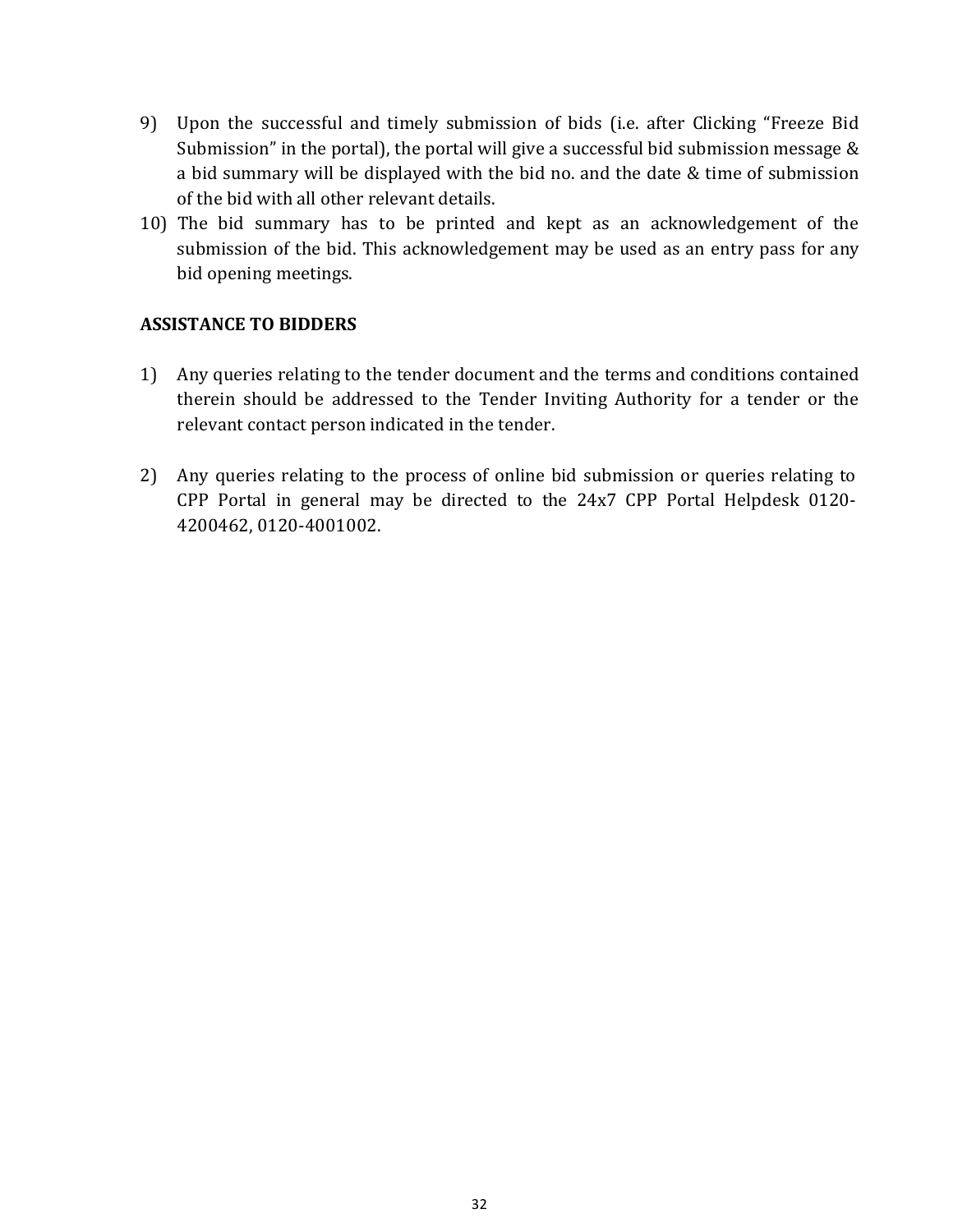9) Upon the successful and timely submission of bids (i.e. after Clicking "Freeze Bid Submission" in the portal), the portal will give a successful bid submission message & a bid summary will be displayed with the bid no. and the date & time of submission of the bid with all other relevant details.
10) The bid summary has to be printed and kept as an acknowledgement of the submission of the bid. This acknowledgement may be used as an entry pass for any bid opening meetings.

**ASSISTANCE TO BIDDERS**

1) Any queries relating to the tender document and the terms and conditions contained therein should be addressed to the Tender Inviting Authority for a tender or the relevant contact person indicated in the tender.

2) Any queries relating to the process of online bid submission or queries relating to CPP Portal in general may be directed to the 24x7 CPP Portal Helpdesk 0120-4200462, 0120-4001002.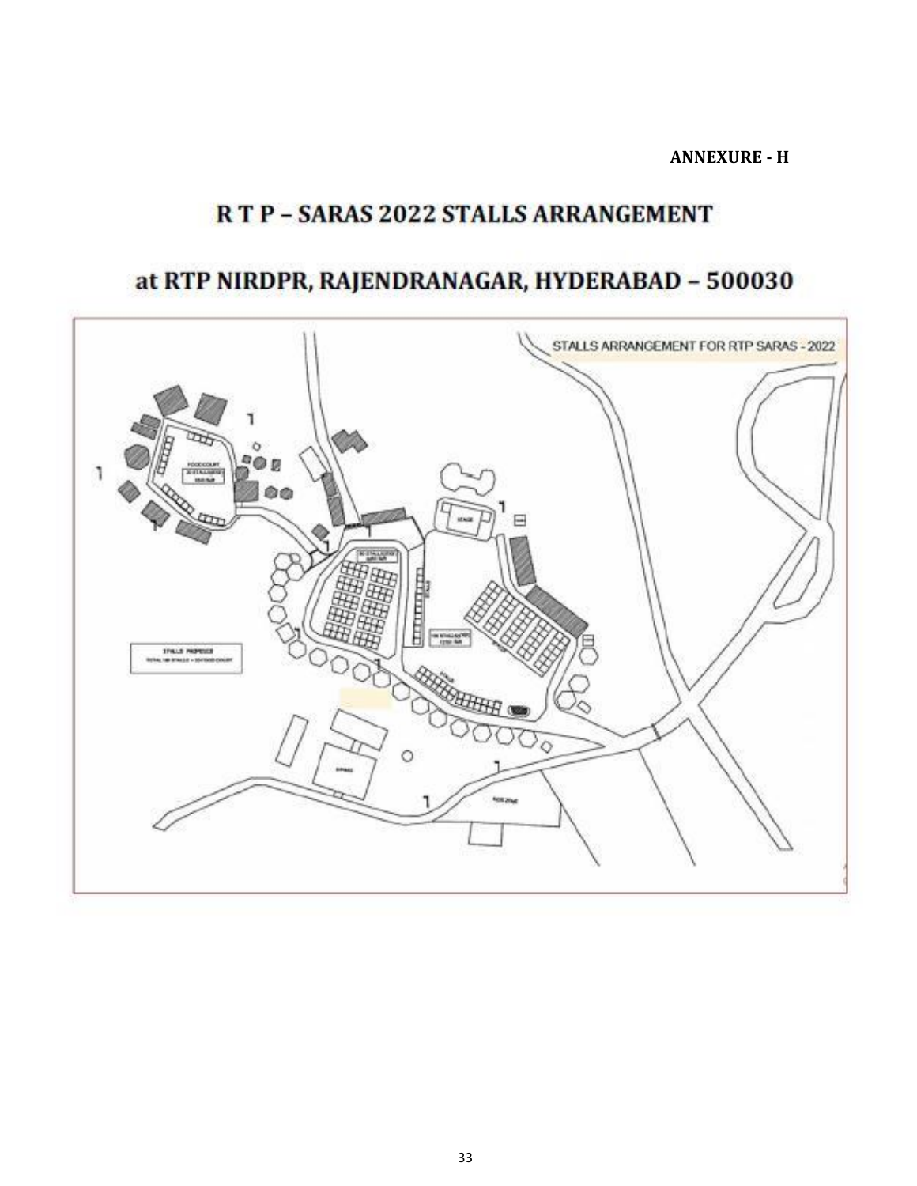**ANNEXURE - H**

# R T P – SARAS 2022 STALLS ARRANGEMENT

# at RTP NIRDPR, RAJENDRANAGAR, HYDERABAD – 500030

STALLS ARRANGEMENT FOR RTP SARAS - 2022